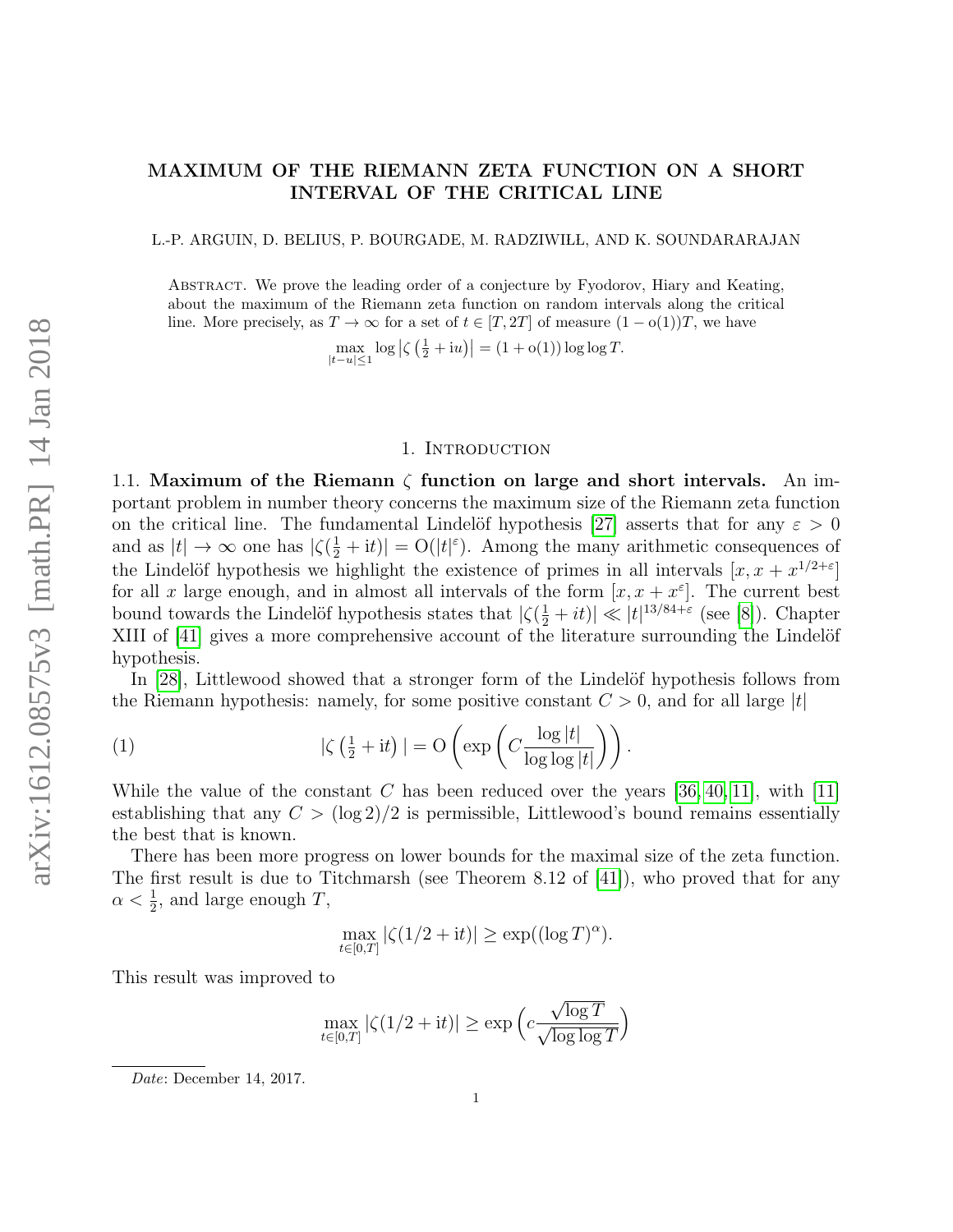# MAXIMUM OF THE RIEMANN ZETA FUNCTION ON A SHORT INTERVAL OF THE CRITICAL LINE

L.-P. ARGUIN, D. BELIUS, P. BOURGADE, M. RADZIWIŁŁ, AND K. SOUNDARARAJAN

Abstract. We prove the leading order of a conjecture by Fyodorov, Hiary and Keating, about the maximum of the Riemann zeta function on random intervals along the critical line. More precisely, as $T \to \infty$ for a set of $t \in [T, 2T]$ of measure $(1 - \mathrm{o}(1))T$, we have

$$\max_{|t-u|\leq 1} \log \left|\zeta\left(\tfrac{1}{2} + \mathrm{i}u\right)\right| = (1 + \mathrm{o}(1)) \log\log T.$$

## 1. Introduction

### 1.1. Maximum of the Riemann $\zeta$ function on large and short intervals.

An important problem in number theory concerns the maximum size of the Riemann zeta function on the critical line. The fundamental Lindelöf hypothesis [27] asserts that for any $\varepsilon > 0$ and as $|t| \to \infty$ one has $|\zeta(\frac{1}{2} + \mathrm{i}t)| = \mathrm{O}(|t|^{\varepsilon})$. Among the many arithmetic consequences of the Lindelöf hypothesis we highlight the existence of primes in all intervals $[x, x + x^{1/2+\varepsilon}]$ for all $x$ large enough, and in almost all intervals of the form $[x, x + x^{\varepsilon}]$. The current best bound towards the Lindelöf hypothesis states that $|\zeta(\frac{1}{2} + it)| \ll |t|^{13/84+\varepsilon}$ (see [8]). Chapter XIII of [41] gives a more comprehensive account of the literature surrounding the Lindelöf hypothesis.

In [28], Littlewood showed that a stronger form of the Lindelöf hypothesis follows from the Riemann hypothesis: namely, for some positive constant $C > 0$, and for all large $|t|$

$$|\zeta\left(\tfrac{1}{2} + \mathrm{i}t\right)| = \mathrm{O}\left(\exp\left(C\frac{\log|t|}{\log\log|t|}\right)\right). \tag{1}$$

While the value of the constant $C$ has been reduced over the years [36, 40, 11], with [11] establishing that any $C > (\log 2)/2$ is permissible, Littlewood's bound remains essentially the best that is known.

There has been more progress on lower bounds for the maximal size of the zeta function. The first result is due to Titchmarsh (see Theorem 8.12 of [41]), who proved that for any $\alpha < \frac{1}{2}$, and large enough $T$,

$$\max_{t\in[0,T]} |\zeta(1/2 + \mathrm{i}t)| \geq \exp((\log T)^{\alpha}).$$

This result was improved to

$$\max_{t\in[0,T]} |\zeta(1/2 + \mathrm{i}t)| \geq \exp\left(c\frac{\sqrt{\log T}}{\sqrt{\log\log T}}\right)$$

*Date*: December 14, 2017.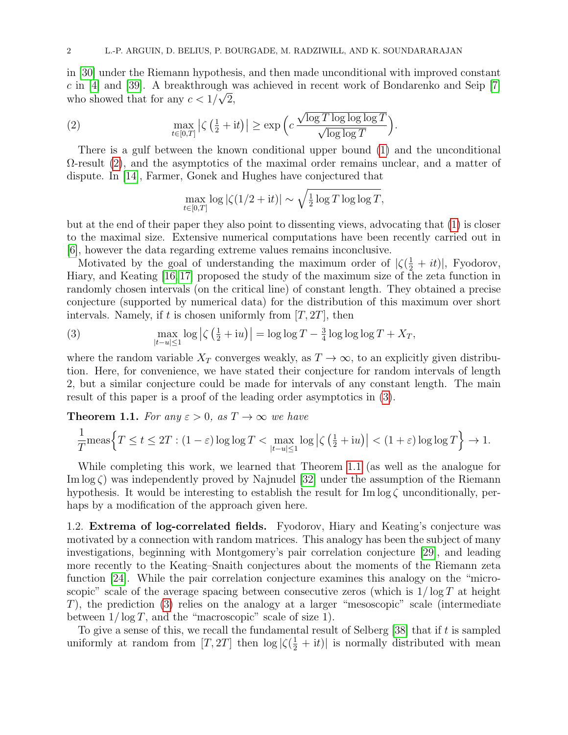in [30] under the Riemann hypothesis, and then made unconditional with improved constant $c$ in [4] and [39]. A breakthrough was achieved in recent work of Bondarenko and Seip [7] who showed that for any $c < 1/\sqrt{2}$,

$$\max_{t\in[0,T]} \left|\zeta\left(\tfrac12 + \mathrm{i}t\right)\right| \geq \exp\Big(c\,\frac{\sqrt{\log T \log\log\log T}}{\sqrt{\log\log T}}\Big). \tag{2}$$

There is a gulf between the known conditional upper bound (1) and the unconditional $\Omega$-result (2), and the asymptotics of the maximal order remains unclear, and a matter of dispute. In [14], Farmer, Gonek and Hughes have conjectured that

$$\max_{t\in[0,T]} \log|\zeta(1/2+\mathrm{i}t)| \sim \sqrt{\tfrac12 \log T \log\log T},$$

but at the end of their paper they also point to dissenting views, advocating that (1) is closer to the maximal size. Extensive numerical computations have been recently carried out in [6], however the data regarding extreme values remains inconclusive.

Motivated by the goal of understanding the maximum order of $|\zeta(\frac12 + it)|$, Fyodorov, Hiary, and Keating [16,17] proposed the study of the maximum size of the zeta function in randomly chosen intervals (on the critical line) of constant length. They obtained a precise conjecture (supported by numerical data) for the distribution of this maximum over short intervals. Namely, if $t$ is chosen uniformly from $[T,2T]$, then

$$\max_{|t-u|\leq 1} \log\left|\zeta\left(\tfrac12 + \mathrm{i}u\right)\right| = \log\log T - \tfrac34 \log\log\log T + X_T, \tag{3}$$

where the random variable $X_T$ converges weakly, as $T\to\infty$, to an explicitly given distribution. Here, for convenience, we have stated their conjecture for random intervals of length 2, but a similar conjecture could be made for intervals of any constant length. The main result of this paper is a proof of the leading order asymptotics in (3).

**Theorem 1.1.** *For any $\varepsilon > 0$, as $T\to\infty$ we have*

$$\frac{1}{T}\mathrm{meas}\Big\{T\leq t\leq 2T : (1-\varepsilon)\log\log T < \max_{|t-u|\leq 1}\log\left|\zeta\left(\tfrac12+\mathrm{i}u\right)\right| < (1+\varepsilon)\log\log T\Big\} \to 1.$$

While completing this work, we learned that Theorem 1.1 (as well as the analogue for $\operatorname{Im}\log\zeta$) was independently proved by Najnudel [32] under the assumption of the Riemann hypothesis. It would be interesting to establish the result for $\operatorname{Im}\log\zeta$ unconditionally, perhaps by a modification of the approach given here.

1.2. **Extrema of log-correlated fields.** Fyodorov, Hiary and Keating's conjecture was motivated by a connection with random matrices. This analogy has been the subject of many investigations, beginning with Montgomery's pair correlation conjecture [29], and leading more recently to the Keating–Snaith conjectures about the moments of the Riemann zeta function [24]. While the pair correlation conjecture examines this analogy on the "microscopic" scale of the average spacing between consecutive zeros (which is $1/\log T$ at height $T$), the prediction (3) relies on the analogy at a larger "mesoscopic" scale (intermediate between $1/\log T$, and the "macroscopic" scale of size 1).

To give a sense of this, we recall the fundamental result of Selberg [38] that if $t$ is sampled uniformly at random from $[T,2T]$ then $\log|\zeta(\frac12 + \mathrm{i}t)|$ is normally distributed with mean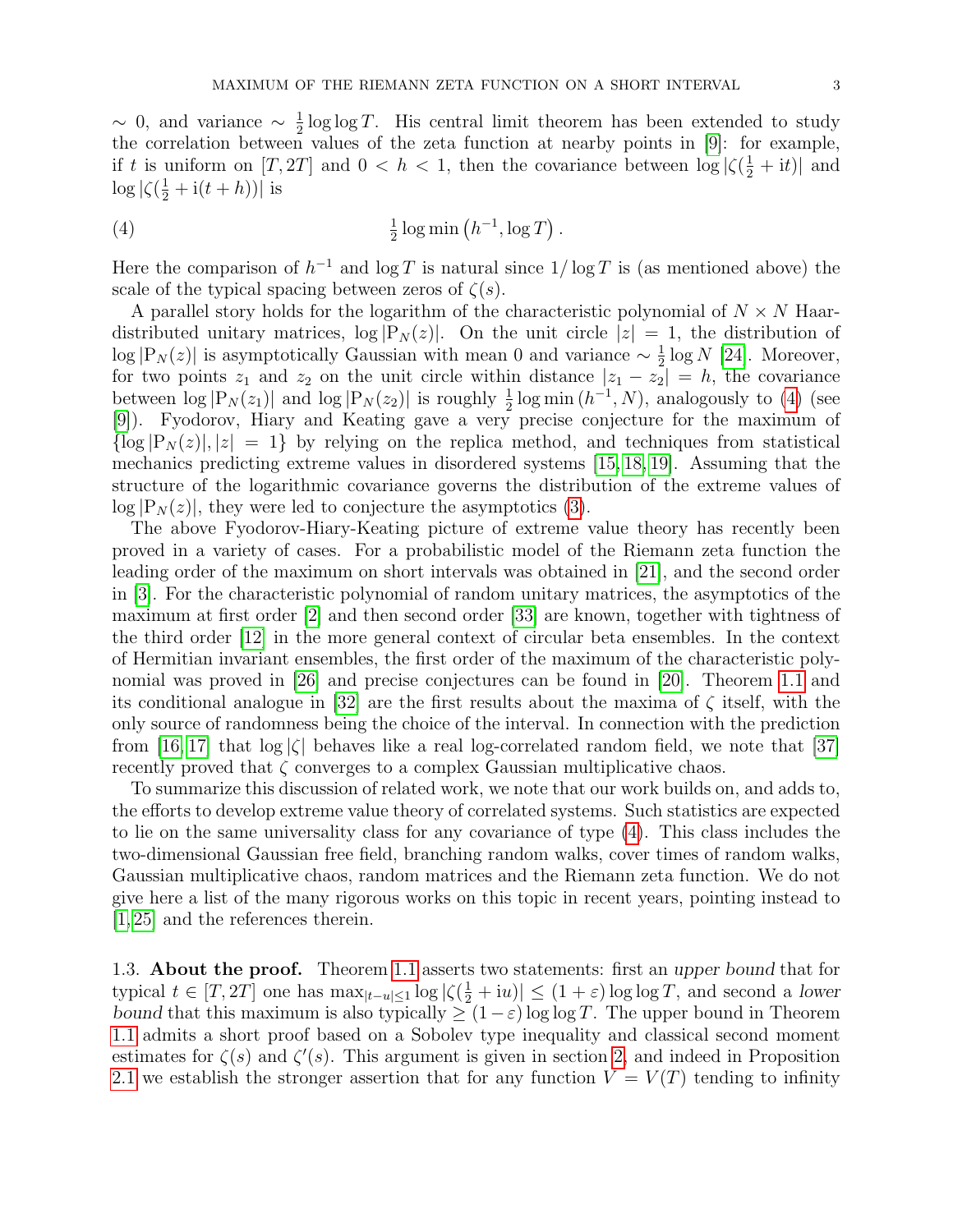$\sim 0$, and variance $\sim \frac{1}{2}\log\log T$. His central limit theorem has been extended to study the correlation between values of the zeta function at nearby points in [9]: for example, if $t$ is uniform on $[T, 2T]$ and $0 < h < 1$, then the covariance between $\log|\zeta(\frac{1}{2}+\mathrm{i}t)|$ and $\log|\zeta(\frac{1}{2}+\mathrm{i}(t+h))|$ is

$$\frac{1}{2}\log\min\left(h^{-1}, \log T\right). \tag{4}$$

Here the comparison of $h^{-1}$ and $\log T$ is natural since $1/\log T$ is (as mentioned above) the scale of the typical spacing between zeros of $\zeta(s)$.

A parallel story holds for the logarithm of the characteristic polynomial of $N \times N$ Haar-distributed unitary matrices, $\log|\mathrm{P}_N(z)|$. On the unit circle $|z| = 1$, the distribution of $\log|\mathrm{P}_N(z)|$ is asymptotically Gaussian with mean 0 and variance $\sim \frac{1}{2}\log N$ [24]. Moreover, for two points $z_1$ and $z_2$ on the unit circle within distance $|z_1 - z_2| = h$, the covariance between $\log|\mathrm{P}_N(z_1)|$ and $\log|\mathrm{P}_N(z_2)|$ is roughly $\frac{1}{2}\log\min(h^{-1}, N)$, analogously to (4) (see [9]). Fyodorov, Hiary and Keating gave a very precise conjecture for the maximum of $\{\log|\mathrm{P}_N(z)|, |z| = 1\}$ by relying on the replica method, and techniques from statistical mechanics predicting extreme values in disordered systems [15, 18, 19]. Assuming that the structure of the logarithmic covariance governs the distribution of the extreme values of $\log|\mathrm{P}_N(z)|$, they were led to conjecture the asymptotics (3).

The above Fyodorov-Hiary-Keating picture of extreme value theory has recently been proved in a variety of cases. For a probabilistic model of the Riemann zeta function the leading order of the maximum on short intervals was obtained in [21], and the second order in [3]. For the characteristic polynomial of random unitary matrices, the asymptotics of the maximum at first order [2] and then second order [33] are known, together with tightness of the third order [12] in the more general context of circular beta ensembles. In the context of Hermitian invariant ensembles, the first order of the maximum of the characteristic polynomial was proved in [26] and precise conjectures can be found in [20]. Theorem 1.1 and its conditional analogue in [32] are the first results about the maxima of $\zeta$ itself, with the only source of randomness being the choice of the interval. In connection with the prediction from [16, 17] that $\log|\zeta|$ behaves like a real log-correlated random field, we note that [37] recently proved that $\zeta$ converges to a complex Gaussian multiplicative chaos.

To summarize this discussion of related work, we note that our work builds on, and adds to, the efforts to develop extreme value theory of correlated systems. Such statistics are expected to lie on the same universality class for any covariance of type (4). This class includes the two-dimensional Gaussian free field, branching random walks, cover times of random walks, Gaussian multiplicative chaos, random matrices and the Riemann zeta function. We do not give here a list of the many rigorous works on this topic in recent years, pointing instead to [1, 25] and the references therein.

### 1.3. About the proof.

Theorem 1.1 asserts two statements: first an *upper bound* that for typical $t \in [T, 2T]$ one has $\max_{|t-u|\leq 1}\log|\zeta(\frac{1}{2}+\mathrm{i}u)| \leq (1+\varepsilon)\log\log T$, and second a *lower bound* that this maximum is also typically $\geq (1-\varepsilon)\log\log T$. The upper bound in Theorem 1.1 admits a short proof based on a Sobolev type inequality and classical second moment estimates for $\zeta(s)$ and $\zeta'(s)$. This argument is given in section 2, and indeed in Proposition 2.1 we establish the stronger assertion that for any function $V = V(T)$ tending to infinity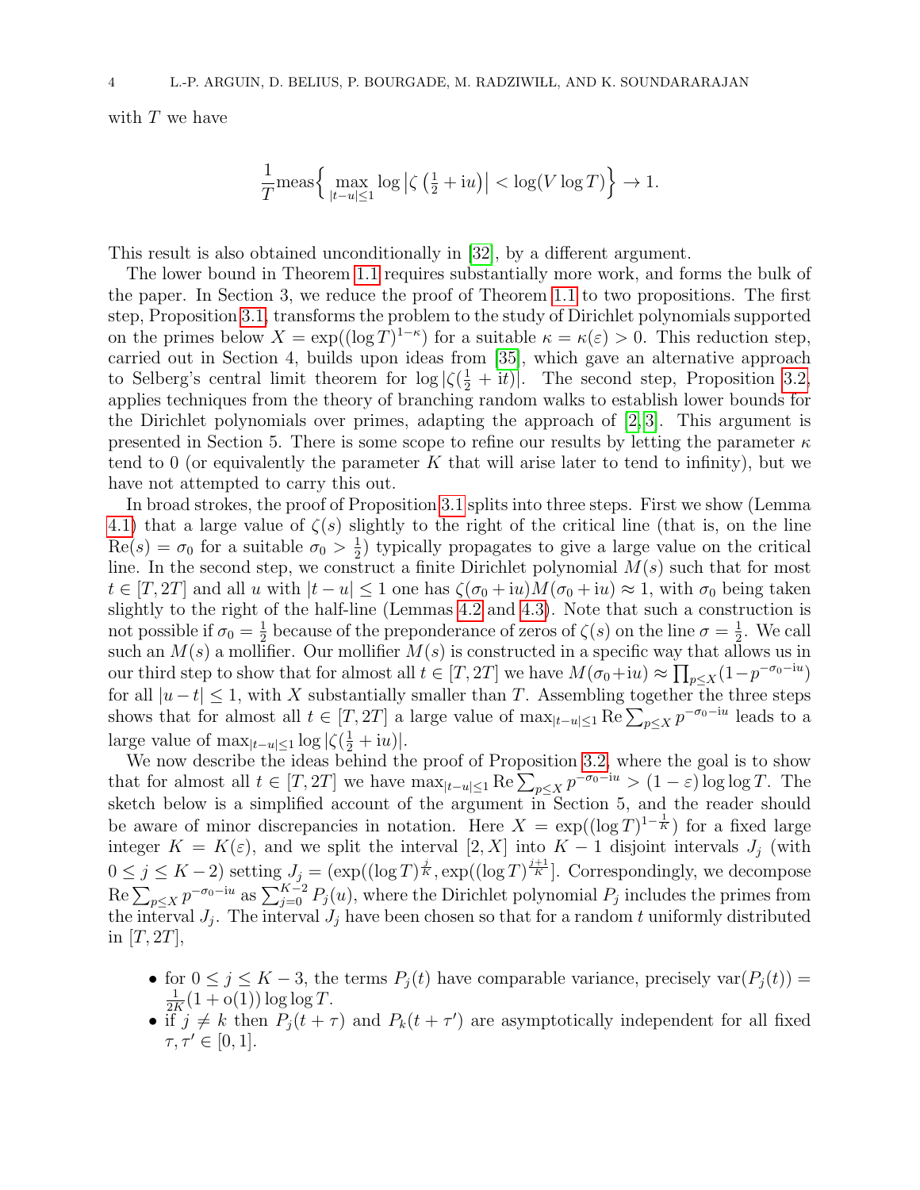with $T$ we have

$$\frac{1}{T}\text{meas}\Big\{\max_{|t-u|\le 1}\log\left|\zeta\left(\tfrac12+\mathrm{i}u\right)\right| < \log(V\log T)\Big\} \to 1.$$

This result is also obtained unconditionally in [32], by a different argument.

The lower bound in Theorem 1.1 requires substantially more work, and forms the bulk of the paper. In Section 3, we reduce the proof of Theorem 1.1 to two propositions. The first step, Proposition 3.1, transforms the problem to the study of Dirichlet polynomials supported on the primes below $X = \exp((\log T)^{1-\kappa})$ for a suitable $\kappa = \kappa(\varepsilon) > 0$. This reduction step, carried out in Section 4, builds upon ideas from [35], which gave an alternative approach to Selberg's central limit theorem for $\log|\zeta(\frac12+\mathrm{i}t)|$. The second step, Proposition 3.2, applies techniques from the theory of branching random walks to establish lower bounds for the Dirichlet polynomials over primes, adapting the approach of [2, 3]. This argument is presented in Section 5. There is some scope to refine our results by letting the parameter $\kappa$ tend to 0 (or equivalently the parameter $K$ that will arise later to tend to infinity), but we have not attempted to carry this out.

In broad strokes, the proof of Proposition 3.1 splits into three steps. First we show (Lemma 4.1) that a large value of $\zeta(s)$ slightly to the right of the critical line (that is, on the line $\mathrm{Re}(s) = \sigma_0$ for a suitable $\sigma_0 > \frac12$) typically propagates to give a large value on the critical line. In the second step, we construct a finite Dirichlet polynomial $M(s)$ such that for most $t \in [T, 2T]$ and all $u$ with $|t-u| \le 1$ one has $\zeta(\sigma_0+\mathrm{i}u)M(\sigma_0+\mathrm{i}u) \approx 1$, with $\sigma_0$ being taken slightly to the right of the half-line (Lemmas 4.2 and 4.3). Note that such a construction is not possible if $\sigma_0 = \frac12$ because of the preponderance of zeros of $\zeta(s)$ on the line $\sigma = \frac12$. We call such an $M(s)$ a mollifier. Our mollifier $M(s)$ is constructed in a specific way that allows us in our third step to show that for almost all $t \in [T, 2T]$ we have $M(\sigma_0+\mathrm{i}u) \approx \prod_{p\le X}(1-p^{-\sigma_0-\mathrm{i}u})$ for all $|u-t| \le 1$, with $X$ substantially smaller than $T$. Assembling together the three steps shows that for almost all $t \in [T, 2T]$ a large value of $\max_{|t-u|\le 1}\mathrm{Re}\sum_{p\le X} p^{-\sigma_0-\mathrm{i}u}$ leads to a large value of $\max_{|t-u|\le 1}\log|\zeta(\frac12+\mathrm{i}u)|$.

We now describe the ideas behind the proof of Proposition 3.2, where the goal is to show that for almost all $t \in [T, 2T]$ we have $\max_{|t-u|\le 1}\mathrm{Re}\sum_{p\le X} p^{-\sigma_0-\mathrm{i}u} > (1-\varepsilon)\log\log T$. The sketch below is a simplified account of the argument in Section 5, and the reader should be aware of minor discrepancies in notation. Here $X = \exp((\log T)^{1-\frac1K})$ for a fixed large integer $K = K(\varepsilon)$, and we split the interval $[2, X]$ into $K-1$ disjoint intervals $J_j$ (with $0 \le j \le K-2$) setting $J_j = (\exp((\log T)^{\frac{j}{K}}, \exp((\log T)^{\frac{j+1}{K}}]$. Correspondingly, we decompose $\mathrm{Re}\sum_{p\le X} p^{-\sigma_0-\mathrm{i}u}$ as $\sum_{j=0}^{K-2} P_j(u)$, where the Dirichlet polynomial $P_j$ includes the primes from the interval $J_j$. The interval $J_j$ have been chosen so that for a random $t$ uniformly distributed in $[T, 2T]$,

- for $0 \le j \le K-3$, the terms $P_j(t)$ have comparable variance, precisely $\mathrm{var}(P_j(t)) = \frac{1}{2K}(1+\mathrm{o}(1))\log\log T$.
- if $j \ne k$ then $P_j(t+\tau)$ and $P_k(t+\tau')$ are asymptotically independent for all fixed $\tau, \tau' \in [0, 1]$.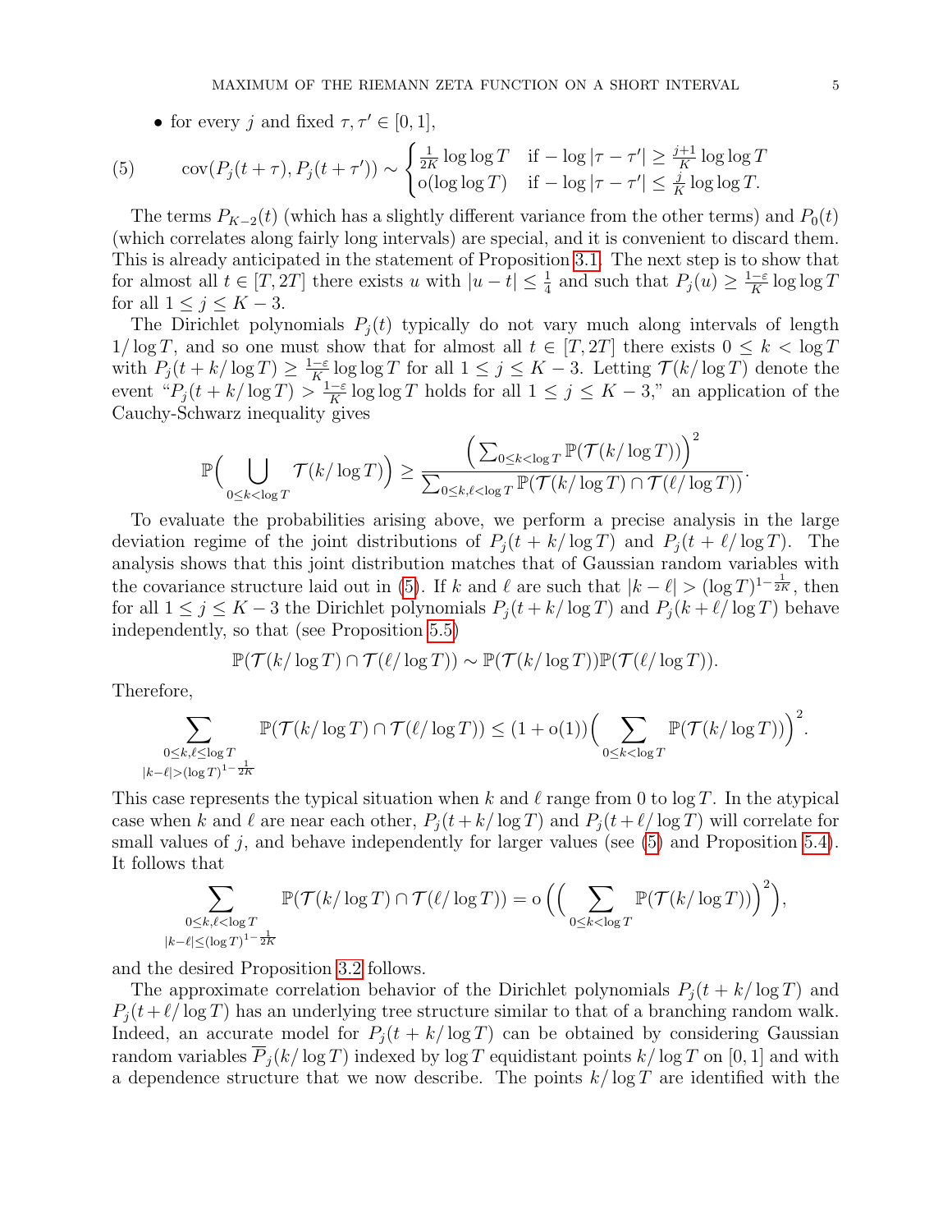- for every $j$ and fixed $\tau, \tau' \in [0,1]$,

$$
\operatorname{cov}(P_j(t+\tau), P_j(t+\tau')) \sim \begin{cases} \frac{1}{2K}\log\log T & \text{if } -\log|\tau-\tau'| \geq \frac{j+1}{K}\log\log T \\ \mathrm{o}(\log\log T) & \text{if } -\log|\tau-\tau'| \leq \frac{j}{K}\log\log T. \end{cases} \tag{5}
$$

The terms $P_{K-2}(t)$ (which has a slightly different variance from the other terms) and $P_0(t)$ (which correlates along fairly long intervals) are special, and it is convenient to discard them. This is already anticipated in the statement of Proposition 3.1. The next step is to show that for almost all $t \in [T, 2T]$ there exists $u$ with $|u-t| \leq \frac{1}{4}$ and such that $P_j(u) \geq \frac{1-\varepsilon}{K}\log\log T$ for all $1 \leq j \leq K-3$.

The Dirichlet polynomials $P_j(t)$ typically do not vary much along intervals of length $1/\log T$, and so one must show that for almost all $t \in [T, 2T]$ there exists $0 \leq k < \log T$ with $P_j(t + k/\log T) \geq \frac{1-\varepsilon}{K}\log\log T$ for all $1 \leq j \leq K-3$. Letting $\mathcal{T}(k/\log T)$ denote the event "$P_j(t+k/\log T) > \frac{1-\varepsilon}{K}\log\log T$ holds for all $1 \leq j \leq K-3$," an application of the Cauchy-Schwarz inequality gives

$$
\mathbb{P}\Big(\bigcup_{0 \leq k < \log T} \mathcal{T}(k/\log T)\Big) \geq \frac{\Big(\sum_{0 \leq k < \log T} \mathbb{P}(\mathcal{T}(k/\log T))\Big)^2}{\sum_{0 \leq k, \ell < \log T} \mathbb{P}(\mathcal{T}(k/\log T) \cap \mathcal{T}(\ell/\log T))}.
$$

To evaluate the probabilities arising above, we perform a precise analysis in the large deviation regime of the joint distributions of $P_j(t + k/\log T)$ and $P_j(t + \ell/\log T)$. The analysis shows that this joint distribution matches that of Gaussian random variables with the covariance structure laid out in (5). If $k$ and $\ell$ are such that $|k-\ell| > (\log T)^{1-\frac{1}{2K}}$, then for all $1 \leq j \leq K-3$ the Dirichlet polynomials $P_j(t + k/\log T)$ and $P_j(k + \ell/\log T)$ behave independently, so that (see Proposition 5.5)

$$
\mathbb{P}(\mathcal{T}(k/\log T) \cap \mathcal{T}(\ell/\log T)) \sim \mathbb{P}(\mathcal{T}(k/\log T))\mathbb{P}(\mathcal{T}(\ell/\log T)).
$$

Therefore,

$$
\sum_{\substack{0 \leq k, \ell \leq \log T \\ |k-\ell| > (\log T)^{1-\frac{1}{2K}}}} \mathbb{P}(\mathcal{T}(k/\log T) \cap \mathcal{T}(\ell/\log T)) \leq (1+\mathrm{o}(1))\Big(\sum_{0 \leq k < \log T} \mathbb{P}(\mathcal{T}(k/\log T))\Big)^2.
$$

This case represents the typical situation when $k$ and $\ell$ range from 0 to $\log T$. In the atypical case when $k$ and $\ell$ are near each other, $P_j(t + k/\log T)$ and $P_j(t + \ell/\log T)$ will correlate for small values of $j$, and behave independently for larger values (see (5) and Proposition 5.4). It follows that

$$
\sum_{\substack{0 \leq k, \ell < \log T \\ |k-\ell| \leq (\log T)^{1-\frac{1}{2K}}}} \mathbb{P}(\mathcal{T}(k/\log T) \cap \mathcal{T}(\ell/\log T)) = \mathrm{o}\left(\Big(\sum_{0 \leq k < \log T} \mathbb{P}(\mathcal{T}(k/\log T))\Big)^2\right),
$$

and the desired Proposition 3.2 follows.

The approximate correlation behavior of the Dirichlet polynomials $P_j(t + k/\log T)$ and $P_j(t + \ell/\log T)$ has an underlying tree structure similar to that of a branching random walk. Indeed, an accurate model for $P_j(t + k/\log T)$ can be obtained by considering Gaussian random variables $\overline{P}_j(k/\log T)$ indexed by $\log T$ equidistant points $k/\log T$ on $[0,1]$ and with a dependence structure that we now describe. The points $k/\log T$ are identified with the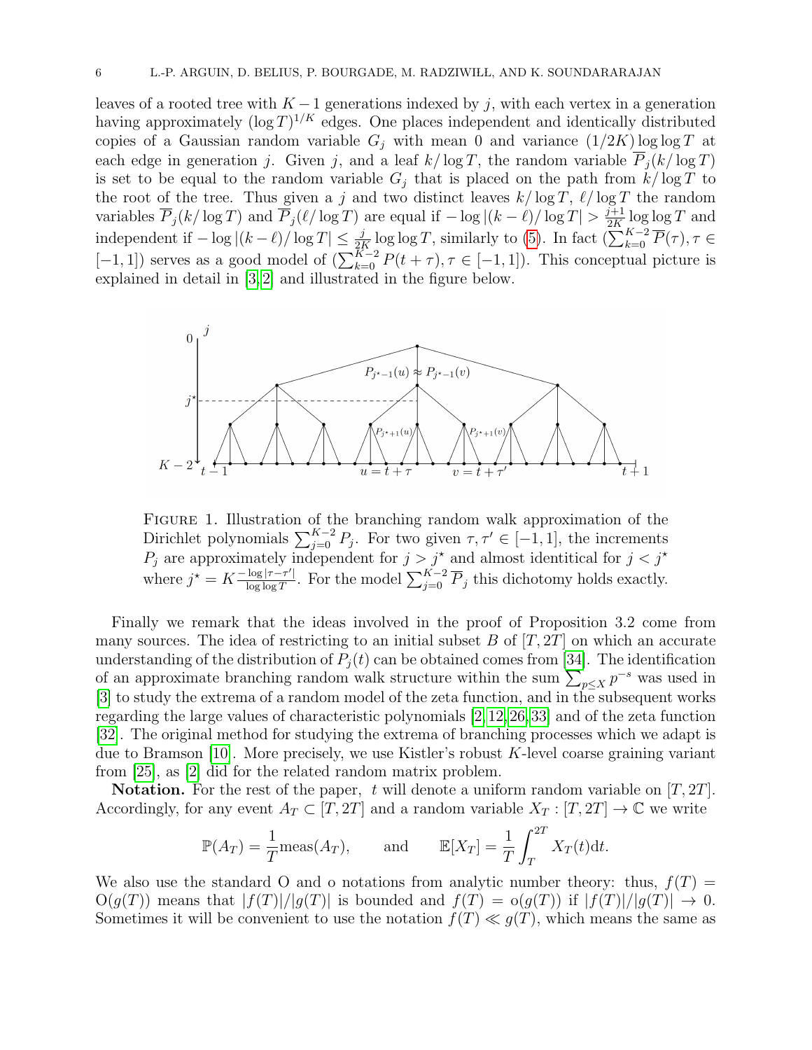leaves of a rooted tree with $K-1$ generations indexed by $j$, with each vertex in a generation having approximately $(\log T)^{1/K}$ edges. One places independent and identically distributed copies of a Gaussian random variable $G_j$ with mean 0 and variance $(1/2K)\log\log T$ at each edge in generation $j$. Given $j$, and a leaf $k/\log T$, the random variable $\overline{P}_j(k/\log T)$ is set to be equal to the random variable $G_j$ that is placed on the path from $k/\log T$ to the root of the tree. Thus given a $j$ and two distinct leaves $k/\log T$, $\ell/\log T$ the random variables $\overline{P}_j(k/\log T)$ and $\overline{P}_j(\ell/\log T)$ are equal if $-\log|(k-\ell)/\log T| > \frac{j+1}{2K}\log\log T$ and independent if $-\log|(k-\ell)/\log T| \leq \frac{j}{2K}\log\log T$, similarly to (5). In fact $(\sum_{k=0}^{K-2}\overline{P}(\tau), \tau \in [-1,1])$ serves as a good model of $(\sum_{k=0}^{K-2} P(t+\tau), \tau\in[-1,1])$. This conceptual picture is explained in detail in [3, 2] and illustrated in the figure below.

FIGURE 1. Illustration of the branching random walk approximation of the Dirichlet polynomials $\sum_{j=0}^{K-2} P_j$. For two given $\tau,\tau'\in[-1,1]$, the increments $P_j$ are approximately independent for $j>j^\star$ and almost identitical for $j<j^\star$ where $j^\star = K\frac{-\log|\tau-\tau'|}{\log\log T}$. For the model $\sum_{j=0}^{K-2}\overline{P}_j$ this dichotomy holds exactly.

Finally we remark that the ideas involved in the proof of Proposition 3.2 come from many sources. The idea of restricting to an initial subset $B$ of $[T,2T]$ on which an accurate understanding of the distribution of $P_j(t)$ can be obtained comes from [34]. The identification of an approximate branching random walk structure within the sum $\sum_{p\leq X} p^{-s}$ was used in [3] to study the extrema of a random model of the zeta function, and in the subsequent works regarding the large values of characteristic polynomials [2, 12, 26, 33] and of the zeta function [32]. The original method for studying the extrema of branching processes which we adapt is due to Bramson [10]. More precisely, we use Kistler's robust $K$-level coarse graining variant from [25], as [2] did for the related random matrix problem.

**Notation.** For the rest of the paper, $t$ will denote a uniform random variable on $[T,2T]$. Accordingly, for any event $A_T\subset[T,2T]$ and a random variable $X_T:[T,2T]\to\mathbb{C}$ we write

$$\mathbb{P}(A_T) = \frac{1}{T}\text{meas}(A_T), \qquad \text{and} \qquad \mathbb{E}[X_T] = \frac{1}{T}\int_T^{2T} X_T(t)\text{d}t.$$

We also use the standard O and o notations from analytic number theory: thus, $f(T) = \text{O}(g(T))$ means that $|f(T)|/|g(T)|$ is bounded and $f(T) = \text{o}(g(T))$ if $|f(T)|/|g(T)| \to 0$. Sometimes it will be convenient to use the notation $f(T) \ll g(T)$, which means the same as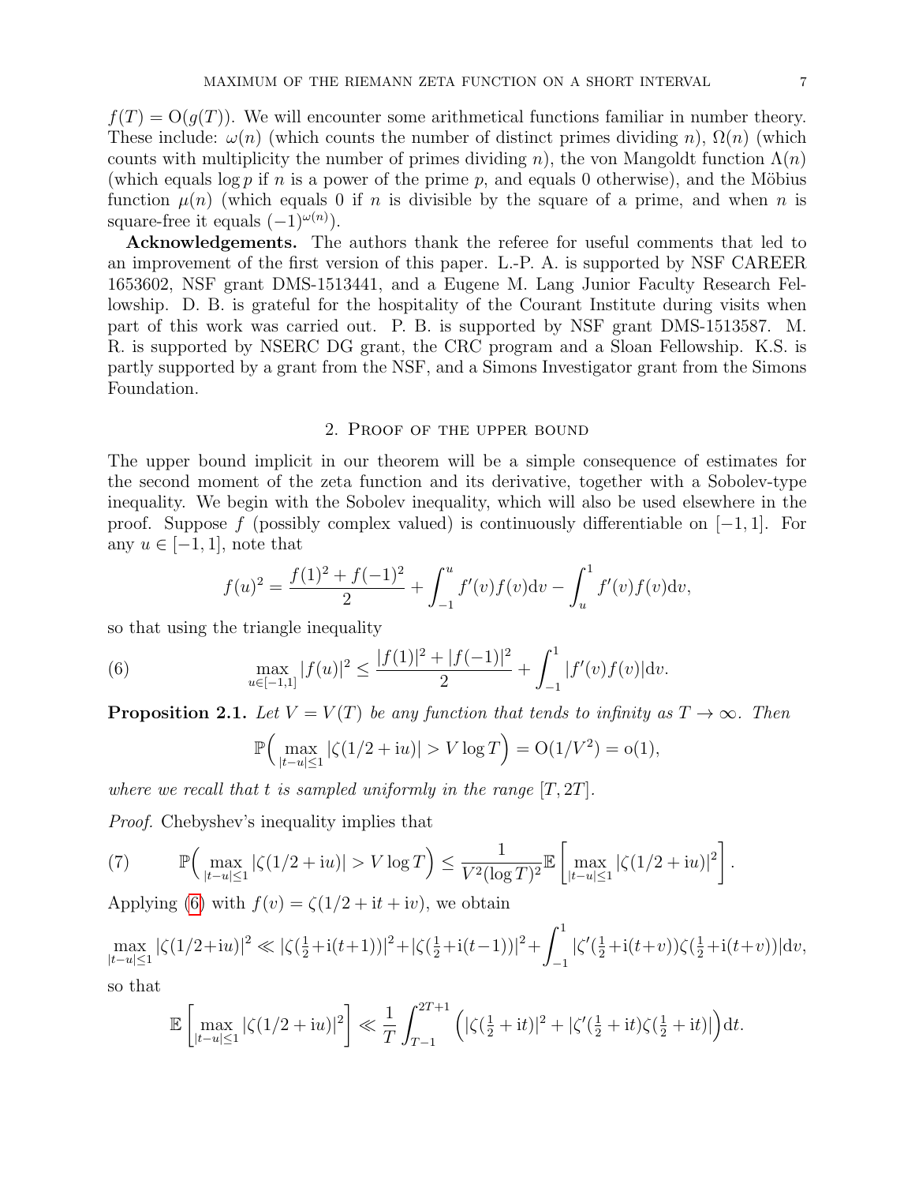$f(T) = \mathrm{O}(g(T))$. We will encounter some arithmetical functions familiar in number theory. These include: $\omega(n)$ (which counts the number of distinct primes dividing $n$), $\Omega(n)$ (which counts with multiplicity the number of primes dividing $n$), the von Mangoldt function $\Lambda(n)$ (which equals $\log p$ if $n$ is a power of the prime $p$, and equals 0 otherwise), and the Möbius function $\mu(n)$ (which equals 0 if $n$ is divisible by the square of a prime, and when $n$ is square-free it equals $(-1)^{\omega(n)}$).

**Acknowledgements.** The authors thank the referee for useful comments that led to an improvement of the first version of this paper. L.-P. A. is supported by NSF CAREER 1653602, NSF grant DMS-1513441, and a Eugene M. Lang Junior Faculty Research Fellowship. D. B. is grateful for the hospitality of the Courant Institute during visits when part of this work was carried out. P. B. is supported by NSF grant DMS-1513587. M. R. is supported by NSERC DG grant, the CRC program and a Sloan Fellowship. K.S. is partly supported by a grant from the NSF, and a Simons Investigator grant from the Simons Foundation.

## 2. Proof of the upper bound

The upper bound implicit in our theorem will be a simple consequence of estimates for the second moment of the zeta function and its derivative, together with a Sobolev-type inequality. We begin with the Sobolev inequality, which will also be used elsewhere in the proof. Suppose $f$ (possibly complex valued) is continuously differentiable on $[-1,1]$. For any $u \in [-1,1]$, note that

$$f(u)^2 = \frac{f(1)^2 + f(-1)^2}{2} + \int_{-1}^{u} f'(v)f(v)\mathrm{d}v - \int_{u}^{1} f'(v)f(v)\mathrm{d}v,$$

so that using the triangle inequality

$$\max_{u\in[-1,1]} |f(u)|^2 \leq \frac{|f(1)|^2 + |f(-1)|^2}{2} + \int_{-1}^{1} |f'(v)f(v)|\mathrm{d}v. \tag{6}$$

**Proposition 2.1.** *Let $V = V(T)$ be any function that tends to infinity as $T \to \infty$. Then*

$$\mathbb{P}\Big(\max_{|t-u|\leq 1} |\zeta(1/2 + \mathrm{i}u)| > V \log T\Big) = \mathrm{O}(1/V^2) = \mathrm{o}(1),$$

*where we recall that $t$ is sampled uniformly in the range $[T, 2T]$.*

*Proof.* Chebyshev's inequality implies that

$$\mathbb{P}\Big(\max_{|t-u|\leq 1} |\zeta(1/2 + \mathrm{i}u)| > V \log T\Big) \leq \frac{1}{V^2(\log T)^2}\mathbb{E}\left[\max_{|t-u|\leq 1} |\zeta(1/2 + \mathrm{i}u)|^2\right]. \tag{7}$$

Applying (6) with $f(v) = \zeta(1/2 + \mathrm{i}t + \mathrm{i}v)$, we obtain

$$\max_{|t-u|\leq 1} |\zeta(1/2+\mathrm{i}u)|^2 \ll |\zeta(\tfrac{1}{2}+\mathrm{i}(t+1))|^2 + |\zeta(\tfrac{1}{2}+\mathrm{i}(t-1))|^2 + \int_{-1}^{1} |\zeta'(\tfrac{1}{2}+\mathrm{i}(t+v))\zeta(\tfrac{1}{2}+\mathrm{i}(t+v))|\mathrm{d}v,$$

so that

$$\mathbb{E}\left[\max_{|t-u|\leq 1} |\zeta(1/2 + \mathrm{i}u)|^2\right] \ll \frac{1}{T}\int_{T-1}^{2T+1} \Big(|\zeta(\tfrac{1}{2} + \mathrm{i}t)|^2 + |\zeta'(\tfrac{1}{2} + \mathrm{i}t)\zeta(\tfrac{1}{2} + \mathrm{i}t)|\Big)\mathrm{d}t.$$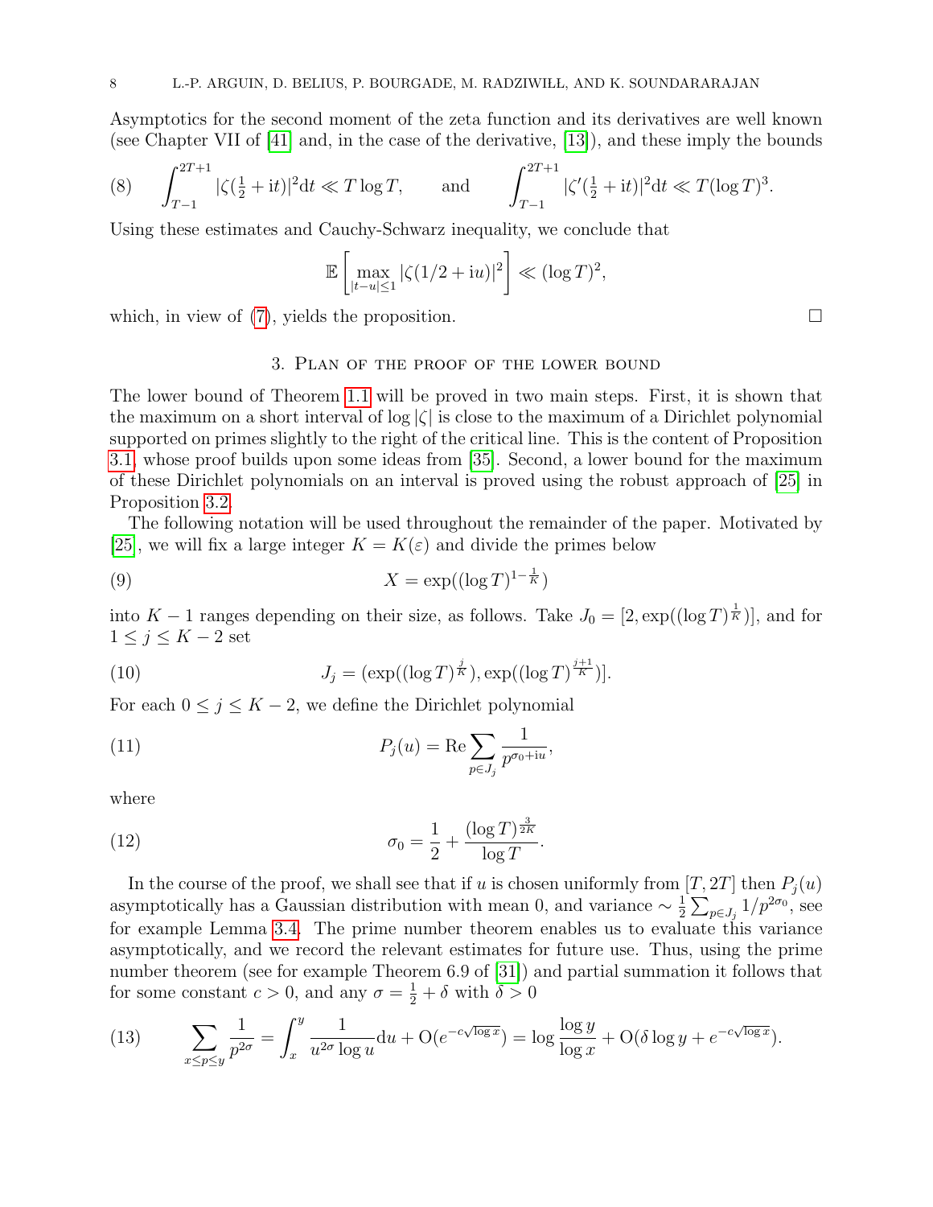Asymptotics for the second moment of the zeta function and its derivatives are well known (see Chapter VII of [41] and, in the case of the derivative, [13]), and these imply the bounds

$$\int_{T-1}^{2T+1} |\zeta(\tfrac{1}{2}+\mathrm{i}t)|^2 \mathrm{d}t \ll T\log T, \qquad \text{and} \qquad \int_{T-1}^{2T+1} |\zeta'(\tfrac{1}{2}+\mathrm{i}t)|^2 \mathrm{d}t \ll T(\log T)^3. \tag{8}$$

Using these estimates and Cauchy-Schwarz inequality, we conclude that

$$\mathbb{E}\left[\max_{|t-u|\leq 1} |\zeta(1/2+\mathrm{i}u)|^2\right] \ll (\log T)^2,$$

which, in view of (7), yields the proposition. $\square$

## 3. Plan of the proof of the lower bound

The lower bound of Theorem 1.1 will be proved in two main steps. First, it is shown that the maximum on a short interval of $\log|\zeta|$ is close to the maximum of a Dirichlet polynomial supported on primes slightly to the right of the critical line. This is the content of Proposition 3.1, whose proof builds upon some ideas from [35]. Second, a lower bound for the maximum of these Dirichlet polynomials on an interval is proved using the robust approach of [25] in Proposition 3.2.

The following notation will be used throughout the remainder of the paper. Motivated by [25], we will fix a large integer $K = K(\varepsilon)$ and divide the primes below

$$X = \exp((\log T)^{1-\frac{1}{K}}) \tag{9}$$

into $K-1$ ranges depending on their size, as follows. Take $J_0 = [2, \exp((\log T)^{\frac{1}{K}})]$, and for $1 \leq j \leq K-2$ set

$$J_j = (\exp((\log T)^{\frac{j}{K}}), \exp((\log T)^{\frac{j+1}{K}})]. \tag{10}$$

For each $0 \leq j \leq K-2$, we define the Dirichlet polynomial

$$P_j(u) = \mathrm{Re} \sum_{p \in J_j} \frac{1}{p^{\sigma_0 + \mathrm{i}u}}, \tag{11}$$

where

$$\sigma_0 = \frac{1}{2} + \frac{(\log T)^{\frac{3}{2K}}}{\log T}. \tag{12}$$

In the course of the proof, we shall see that if $u$ is chosen uniformly from $[T, 2T]$ then $P_j(u)$ asymptotically has a Gaussian distribution with mean 0, and variance $\sim \frac{1}{2}\sum_{p\in J_j} 1/p^{2\sigma_0}$, see for example Lemma 3.4. The prime number theorem enables us to evaluate this variance asymptotically, and we record the relevant estimates for future use. Thus, using the prime number theorem (see for example Theorem 6.9 of [31]) and partial summation it follows that for some constant $c > 0$, and any $\sigma = \frac{1}{2} + \delta$ with $\delta > 0$

$$\sum_{x \leq p \leq y} \frac{1}{p^{2\sigma}} = \int_x^y \frac{1}{u^{2\sigma}\log u}\mathrm{d}u + \mathrm{O}(e^{-c\sqrt{\log x}}) = \log\frac{\log y}{\log x} + \mathrm{O}(\delta \log y + e^{-c\sqrt{\log x}}). \tag{13}$$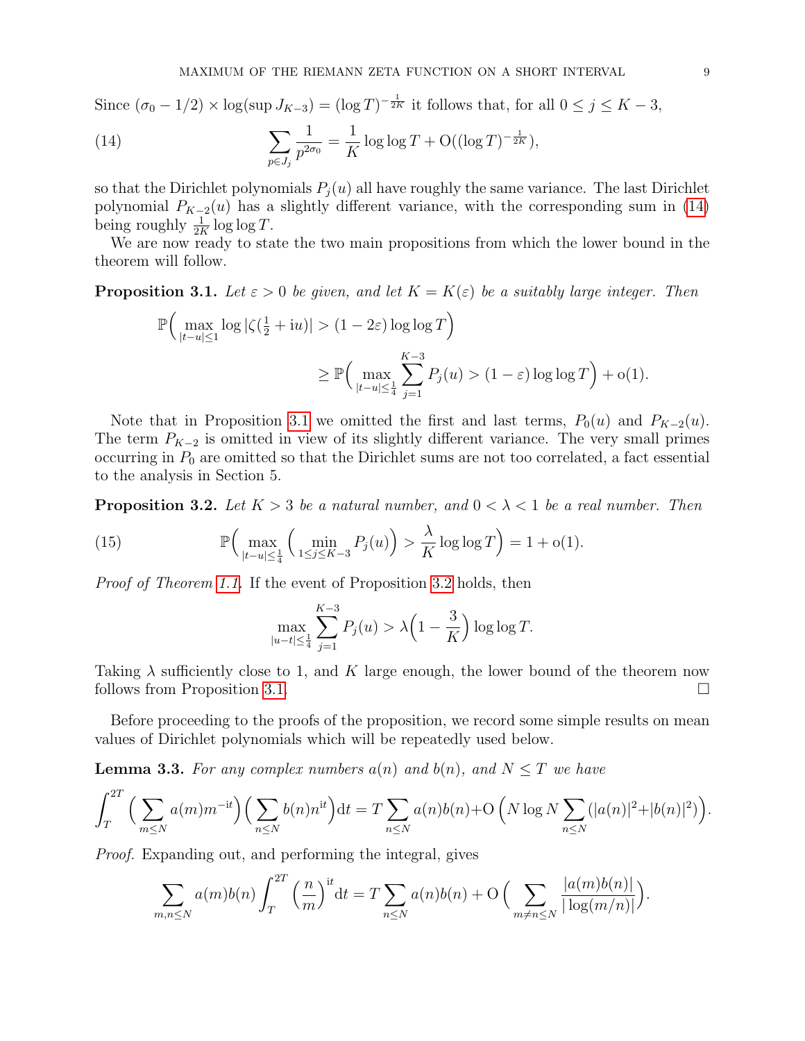Since $(\sigma_0 - 1/2) \times \log(\sup J_{K-3}) = (\log T)^{-\frac{1}{2K}}$ it follows that, for all $0 \le j \le K-3$,

$$\sum_{p \in J_j} \frac{1}{p^{2\sigma_0}} = \frac{1}{K} \log\log T + \mathrm{O}((\log T)^{-\frac{1}{2K}}), \tag{14}$$

so that the Dirichlet polynomials $P_j(u)$ all have roughly the same variance. The last Dirichlet polynomial $P_{K-2}(u)$ has a slightly different variance, with the corresponding sum in (14) being roughly $\frac{1}{2K} \log\log T$.

We are now ready to state the two main propositions from which the lower bound in the theorem will follow.

**Proposition 3.1.** *Let $\varepsilon > 0$ be given, and let $K = K(\varepsilon)$ be a suitably large integer. Then*

$$\mathbb{P}\Big( \max_{|t-u| \le 1} \log |\zeta(\tfrac{1}{2} + \mathrm{i}u)| > (1 - 2\varepsilon) \log\log T \Big) \ge \mathbb{P}\Big( \max_{|t-u| \le \frac{1}{4}} \sum_{j=1}^{K-3} P_j(u) > (1-\varepsilon) \log\log T \Big) + \mathrm{o}(1).$$

Note that in Proposition 3.1 we omitted the first and last terms, $P_0(u)$ and $P_{K-2}(u)$. The term $P_{K-2}$ is omitted in view of its slightly different variance. The very small primes occurring in $P_0$ are omitted so that the Dirichlet sums are not too correlated, a fact essential to the analysis in Section 5.

**Proposition 3.2.** *Let $K > 3$ be a natural number, and $0 < \lambda < 1$ be a real number. Then*

$$\mathbb{P}\Big( \max_{|t-u| \le \frac{1}{4}} \Big( \min_{1 \le j \le K-3} P_j(u) \Big) > \frac{\lambda}{K} \log\log T \Big) = 1 + \mathrm{o}(1). \tag{15}$$

*Proof of Theorem 1.1.* If the event of Proposition 3.2 holds, then

$$\max_{|u-t| \le \frac{1}{4}} \sum_{j=1}^{K-3} P_j(u) > \lambda \Big( 1 - \frac{3}{K} \Big) \log\log T.$$

Taking $\lambda$ sufficiently close to 1, and $K$ large enough, the lower bound of the theorem now follows from Proposition 3.1. □

Before proceeding to the proofs of the proposition, we record some simple results on mean values of Dirichlet polynomials which will be repeatedly used below.

**Lemma 3.3.** *For any complex numbers $a(n)$ and $b(n)$, and $N \le T$ we have*

$$\int_T^{2T} \Big( \sum_{m \le N} a(m) m^{-\mathrm{i}t} \Big) \Big( \sum_{n \le N} b(n) n^{\mathrm{i}t} \Big) \mathrm{d}t = T \sum_{n \le N} a(n) b(n) + \mathrm{O}\Big( N \log N \sum_{n \le N} (|a(n)|^2 + |b(n)|^2) \Big).$$

*Proof.* Expanding out, and performing the integral, gives

$$\sum_{m,n \le N} a(m) b(n) \int_T^{2T} \Big( \frac{n}{m} \Big)^{\mathrm{i}t} \mathrm{d}t = T \sum_{n \le N} a(n) b(n) + \mathrm{O}\Big( \sum_{m \ne n \le N} \frac{|a(m) b(n)|}{|\log(m/n)|} \Big).$$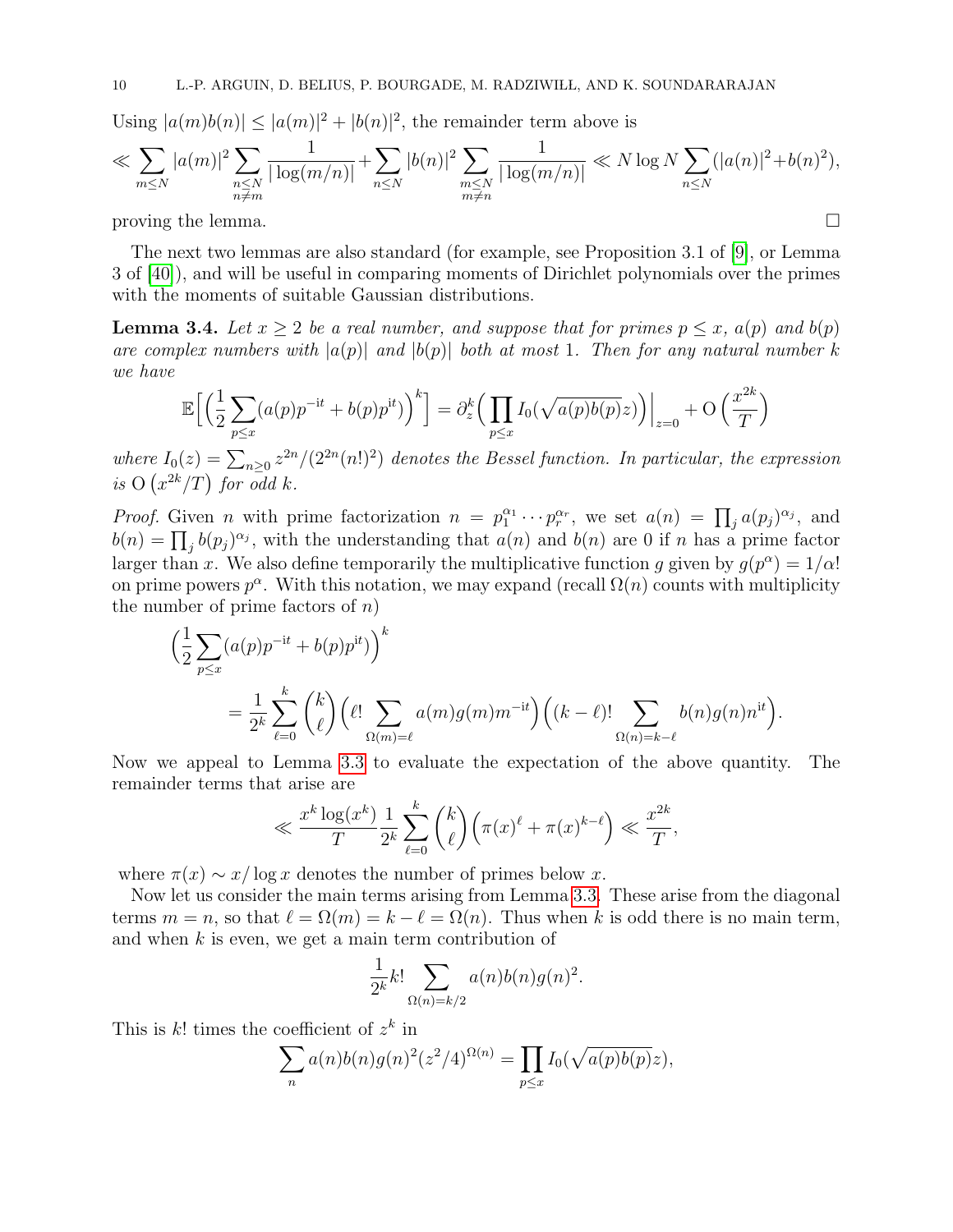Using $|a(m)b(n)| \le |a(m)|^2 + |b(n)|^2$, the remainder term above is

$$\ll \sum_{m \le N} |a(m)|^2 \sum_{\substack{n \le N \\ n \ne m}} \frac{1}{|\log(m/n)|} + \sum_{n \le N} |b(n)|^2 \sum_{\substack{m \le N \\ m \ne n}} \frac{1}{|\log(m/n)|} \ll N \log N \sum_{n \le N} (|a(n)|^2 + b(n)^2),$$

proving the lemma. $\square$

The next two lemmas are also standard (for example, see Proposition 3.1 of [9], or Lemma 3 of [40]), and will be useful in comparing moments of Dirichlet polynomials over the primes with the moments of suitable Gaussian distributions.

**Lemma 3.4.** *Let $x \ge 2$ be a real number, and suppose that for primes $p \le x$, $a(p)$ and $b(p)$ are complex numbers with $|a(p)|$ and $|b(p)|$ both at most 1. Then for any natural number $k$ we have*

$$\mathbb{E}\Big[\Big(\frac{1}{2}\sum_{p \le x}(a(p)p^{-\mathrm{i}t} + b(p)p^{\mathrm{i}t})\Big)^k\Big] = \partial_z^k \Big(\prod_{p \le x} I_0(\sqrt{a(p)b(p)}z)\Big)\Big|_{z=0} + \mathrm{O}\Big(\frac{x^{2k}}{T}\Big)$$

*where $I_0(z) = \sum_{n \ge 0} z^{2n}/(2^{2n}(n!)^2)$ denotes the Bessel function. In particular, the expression is $\mathrm{O}\left(x^{2k}/T\right)$ for odd $k$.*

*Proof.* Given $n$ with prime factorization $n = p_1^{\alpha_1} \cdots p_r^{\alpha_r}$, we set $a(n) = \prod_j a(p_j)^{\alpha_j}$, and $b(n) = \prod_j b(p_j)^{\alpha_j}$, with the understanding that $a(n)$ and $b(n)$ are 0 if $n$ has a prime factor larger than $x$. We also define temporarily the multiplicative function $g$ given by $g(p^\alpha) = 1/\alpha!$ on prime powers $p^\alpha$. With this notation, we may expand (recall $\Omega(n)$ counts with multiplicity the number of prime factors of $n$)

$$\Big(\frac{1}{2}\sum_{p \le x}(a(p)p^{-\mathrm{i}t} + b(p)p^{\mathrm{i}t})\Big)^k = \frac{1}{2^k}\sum_{\ell=0}^{k}\binom{k}{\ell}\Big(\ell! \sum_{\Omega(m)=\ell} a(m)g(m)m^{-\mathrm{i}t}\Big)\Big((k-\ell)! \sum_{\Omega(n)=k-\ell} b(n)g(n)n^{\mathrm{i}t}\Big).$$

Now we appeal to Lemma 3.3 to evaluate the expectation of the above quantity. The remainder terms that arise are

$$\ll \frac{x^k \log(x^k)}{T}\frac{1}{2^k}\sum_{\ell=0}^{k}\binom{k}{\ell}\Big(\pi(x)^\ell + \pi(x)^{k-\ell}\Big) \ll \frac{x^{2k}}{T},$$

where $\pi(x) \sim x/\log x$ denotes the number of primes below $x$.

Now let us consider the main terms arising from Lemma 3.3. These arise from the diagonal terms $m = n$, so that $\ell = \Omega(m) = k - \ell = \Omega(n)$. Thus when $k$ is odd there is no main term, and when $k$ is even, we get a main term contribution of

$$\frac{1}{2^k}k! \sum_{\Omega(n)=k/2} a(n)b(n)g(n)^2.$$

This is $k!$ times the coefficient of $z^k$ in

$$\sum_n a(n)b(n)g(n)^2(z^2/4)^{\Omega(n)} = \prod_{p \le x} I_0(\sqrt{a(p)b(p)}z),$$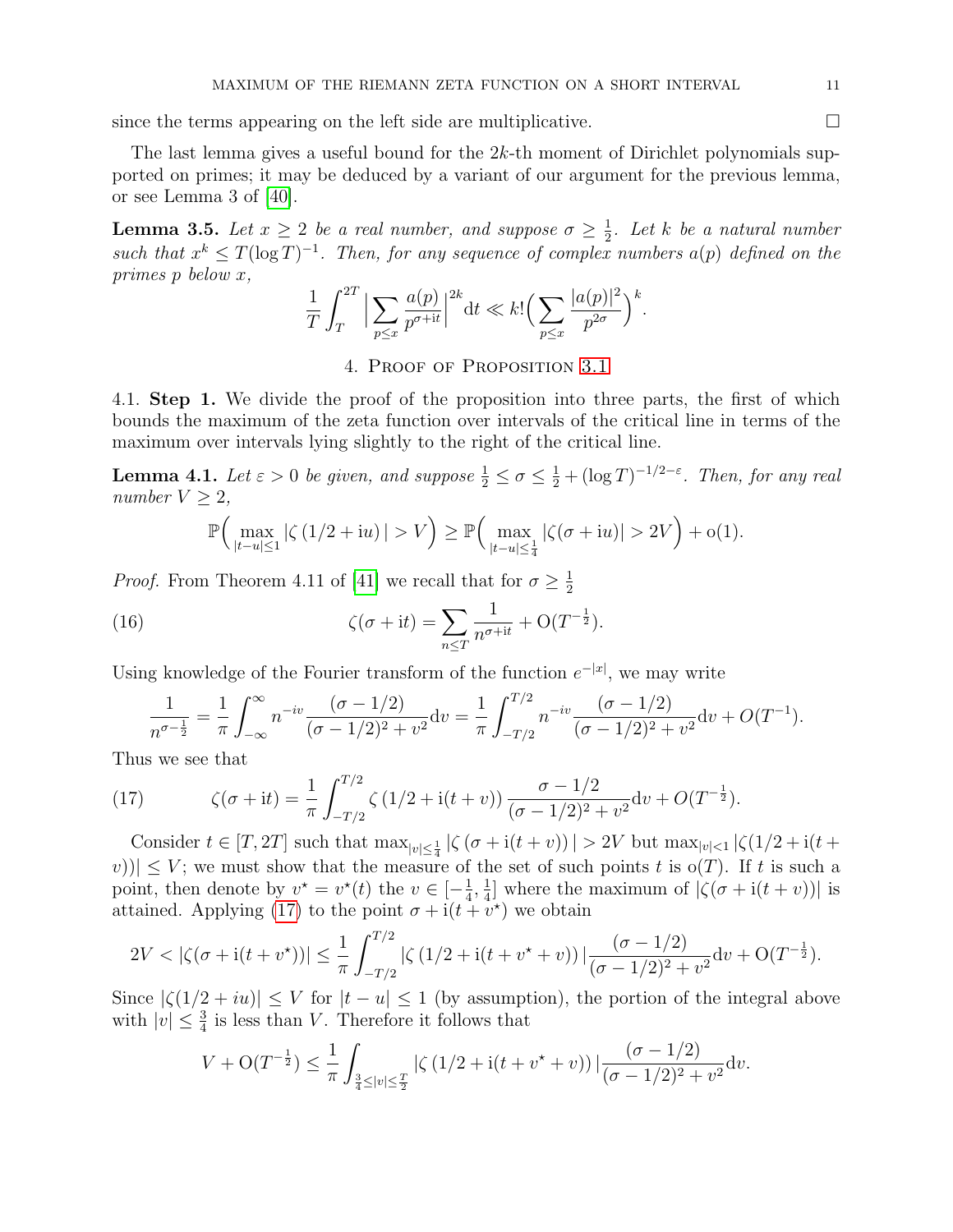since the terms appearing on the left side are multiplicative. $\square$

The last lemma gives a useful bound for the $2k$-th moment of Dirichlet polynomials supported on primes; it may be deduced by a variant of our argument for the previous lemma, or see Lemma 3 of [40].

**Lemma 3.5.** *Let $x \geq 2$ be a real number, and suppose $\sigma \geq \frac{1}{2}$. Let $k$ be a natural number such that $x^k \leq T(\log T)^{-1}$. Then, for any sequence of complex numbers $a(p)$ defined on the primes $p$ below $x$,*

$$\frac{1}{T}\int_T^{2T} \Big| \sum_{p \leq x} \frac{a(p)}{p^{\sigma + \mathrm{i}t}} \Big|^{2k} \mathrm{d}t \ll k! \Big( \sum_{p \leq x} \frac{|a(p)|^2}{p^{2\sigma}} \Big)^k.$$

## 4. Proof of Proposition 3.1

4.1. **Step 1.** We divide the proof of the proposition into three parts, the first of which bounds the maximum of the zeta function over intervals of the critical line in terms of the maximum over intervals lying slightly to the right of the critical line.

**Lemma 4.1.** *Let $\varepsilon > 0$ be given, and suppose $\frac{1}{2} \leq \sigma \leq \frac{1}{2} + (\log T)^{-1/2-\varepsilon}$. Then, for any real number $V \geq 2$,*

$$\mathbb{P}\Big( \max_{|t-u| \leq 1} |\zeta\left(1/2 + \mathrm{i}u\right)| > V \Big) \geq \mathbb{P}\Big( \max_{|t-u| \leq \frac{1}{4}} |\zeta(\sigma + \mathrm{i}u)| > 2V \Big) + \mathrm{o}(1).$$

*Proof.* From Theorem 4.11 of [41] we recall that for $\sigma \geq \frac{1}{2}$

$$\zeta(\sigma + \mathrm{i}t) = \sum_{n \leq T} \frac{1}{n^{\sigma + \mathrm{i}t}} + \mathrm{O}(T^{-\frac{1}{2}}). \tag{16}$$

Using knowledge of the Fourier transform of the function $e^{-|x|}$, we may write

$$\frac{1}{n^{\sigma - \frac{1}{2}}} = \frac{1}{\pi}\int_{-\infty}^{\infty} n^{-iv} \frac{(\sigma - 1/2)}{(\sigma - 1/2)^2 + v^2} \mathrm{d}v = \frac{1}{\pi}\int_{-T/2}^{T/2} n^{-iv} \frac{(\sigma - 1/2)}{(\sigma - 1/2)^2 + v^2} \mathrm{d}v + O(T^{-1}).$$

Thus we see that

$$\zeta(\sigma + \mathrm{i}t) = \frac{1}{\pi}\int_{-T/2}^{T/2} \zeta\left(1/2 + \mathrm{i}(t+v)\right) \frac{\sigma - 1/2}{(\sigma - 1/2)^2 + v^2} \mathrm{d}v + O(T^{-\frac{1}{2}}). \tag{17}$$

Consider $t \in [T, 2T]$ such that $\max_{|v| \leq \frac{1}{4}} |\zeta\left(\sigma + \mathrm{i}(t+v)\right)| > 2V$ but $\max_{|v|<1} |\zeta(1/2 + \mathrm{i}(t+v))| \leq V$; we must show that the measure of the set of such points $t$ is $\mathrm{o}(T)$. If $t$ is such a point, then denote by $v^\star = v^\star(t)$ the $v \in [-\frac{1}{4}, \frac{1}{4}]$ where the maximum of $|\zeta(\sigma + \mathrm{i}(t+v))|$ is attained. Applying (17) to the point $\sigma + \mathrm{i}(t + v^\star)$ we obtain

$$2V < |\zeta(\sigma + \mathrm{i}(t+v^\star))| \leq \frac{1}{\pi}\int_{-T/2}^{T/2} |\zeta\left(1/2 + \mathrm{i}(t + v^\star + v)\right)| \frac{(\sigma - 1/2)}{(\sigma - 1/2)^2 + v^2} \mathrm{d}v + \mathrm{O}(T^{-\frac{1}{2}}).$$

Since $|\zeta(1/2 + iu)| \leq V$ for $|t - u| \leq 1$ (by assumption), the portion of the integral above with $|v| \leq \frac{3}{4}$ is less than $V$. Therefore it follows that

$$V + \mathrm{O}(T^{-\frac{1}{2}}) \leq \frac{1}{\pi}\int_{\frac{3}{4} \leq |v| \leq \frac{T}{2}} |\zeta\left(1/2 + \mathrm{i}(t + v^\star + v)\right)| \frac{(\sigma - 1/2)}{(\sigma - 1/2)^2 + v^2} \mathrm{d}v.$$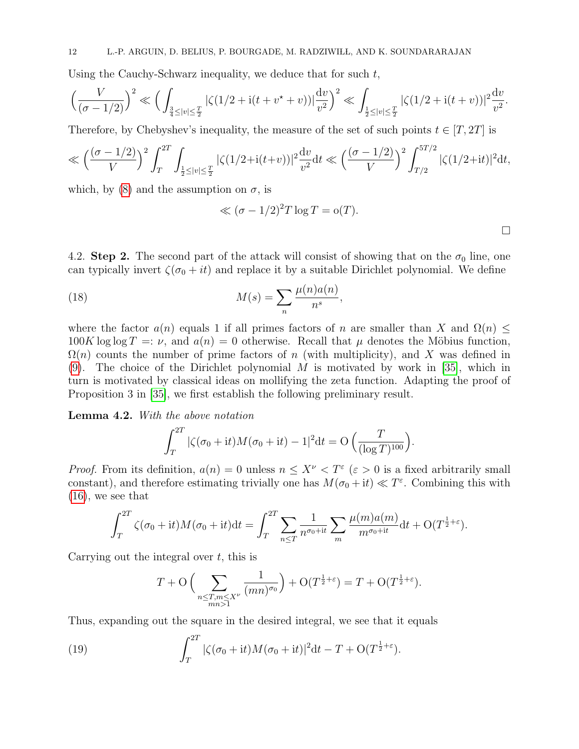Using the Cauchy-Schwarz inequality, we deduce that for such $t$,

$$\Big(\frac{V}{(\sigma-1/2)}\Big)^2 \ll \Big(\int_{\frac{3}{4}\leq |v|\leq \frac{T}{2}} |\zeta(1/2+\mathrm{i}(t+v^\star+v))|\frac{\mathrm{d}v}{v^2}\Big)^2 \ll \int_{\frac{1}{2}\leq |v|\leq \frac{T}{2}} |\zeta(1/2+\mathrm{i}(t+v))|^2\frac{\mathrm{d}v}{v^2}.$$

Therefore, by Chebyshev's inequality, the measure of the set of such points $t\in[T,2T]$ is

$$\ll \Big(\frac{(\sigma-1/2)}{V}\Big)^2\int_T^{2T}\int_{\frac{1}{2}\leq |v|\leq \frac{T}{2}} |\zeta(1/2+\mathrm{i}(t+v))|^2\frac{\mathrm{d}v}{v^2}\mathrm{d}t \ll \Big(\frac{(\sigma-1/2)}{V}\Big)^2\int_{T/2}^{5T/2}|\zeta(1/2+\mathrm{i}t)|^2\mathrm{d}t,$$

which, by (8) and the assumption on $\sigma$, is

$$\ll (\sigma-1/2)^2 T\log T = \mathrm{o}(T).$$

□

4.2. **Step 2.** The second part of the attack will consist of showing that on the $\sigma_0$ line, one can typically invert $\zeta(\sigma_0+it)$ and replace it by a suitable Dirichlet polynomial. We define

$$M(s)=\sum_n \frac{\mu(n)a(n)}{n^s}, \tag{18}$$

where the factor $a(n)$ equals 1 if all primes factors of $n$ are smaller than $X$ and $\Omega(n)\leq 100K\log\log T =: \nu$, and $a(n)=0$ otherwise. Recall that $\mu$ denotes the Möbius function, $\Omega(n)$ counts the number of prime factors of $n$ (with multiplicity), and $X$ was defined in (9). The choice of the Dirichlet polynomial $M$ is motivated by work in [35], which in turn is motivated by classical ideas on mollifying the zeta function. Adapting the proof of Proposition 3 in [35], we first establish the following preliminary result.

**Lemma 4.2.** *With the above notation*

$$\int_T^{2T}|\zeta(\sigma_0+\mathrm{i}t)M(\sigma_0+\mathrm{i}t)-1|^2\mathrm{d}t = \mathrm{O}\Big(\frac{T}{(\log T)^{100}}\Big).$$

*Proof.* From its definition, $a(n)=0$ unless $n\leq X^\nu<T^\varepsilon$ ($\varepsilon>0$ is a fixed arbitrarily small constant), and therefore estimating trivially one has $M(\sigma_0+\mathrm{i}t)\ll T^\varepsilon$. Combining this with (16), we see that

$$\int_T^{2T}\zeta(\sigma_0+\mathrm{i}t)M(\sigma_0+\mathrm{i}t)\mathrm{d}t = \int_T^{2T}\sum_{n\leq T}\frac{1}{n^{\sigma_0+\mathrm{i}t}}\sum_m \frac{\mu(m)a(m)}{m^{\sigma_0+\mathrm{i}t}}\mathrm{d}t + \mathrm{O}(T^{\frac{1}{2}+\varepsilon}).$$

Carrying out the integral over $t$, this is

$$T+\mathrm{O}\Big(\sum_{\substack{n\leq T, m\leq X^\nu\\ mn>1}}\frac{1}{(mn)^{\sigma_0}}\Big)+\mathrm{O}(T^{\frac{1}{2}+\varepsilon}) = T+\mathrm{O}(T^{\frac{1}{2}+\varepsilon}).$$

Thus, expanding out the square in the desired integral, we see that it equals

$$\int_T^{2T}|\zeta(\sigma_0+\mathrm{i}t)M(\sigma_0+\mathrm{i}t)|^2\mathrm{d}t - T + \mathrm{O}(T^{\frac{1}{2}+\varepsilon}). \tag{19}$$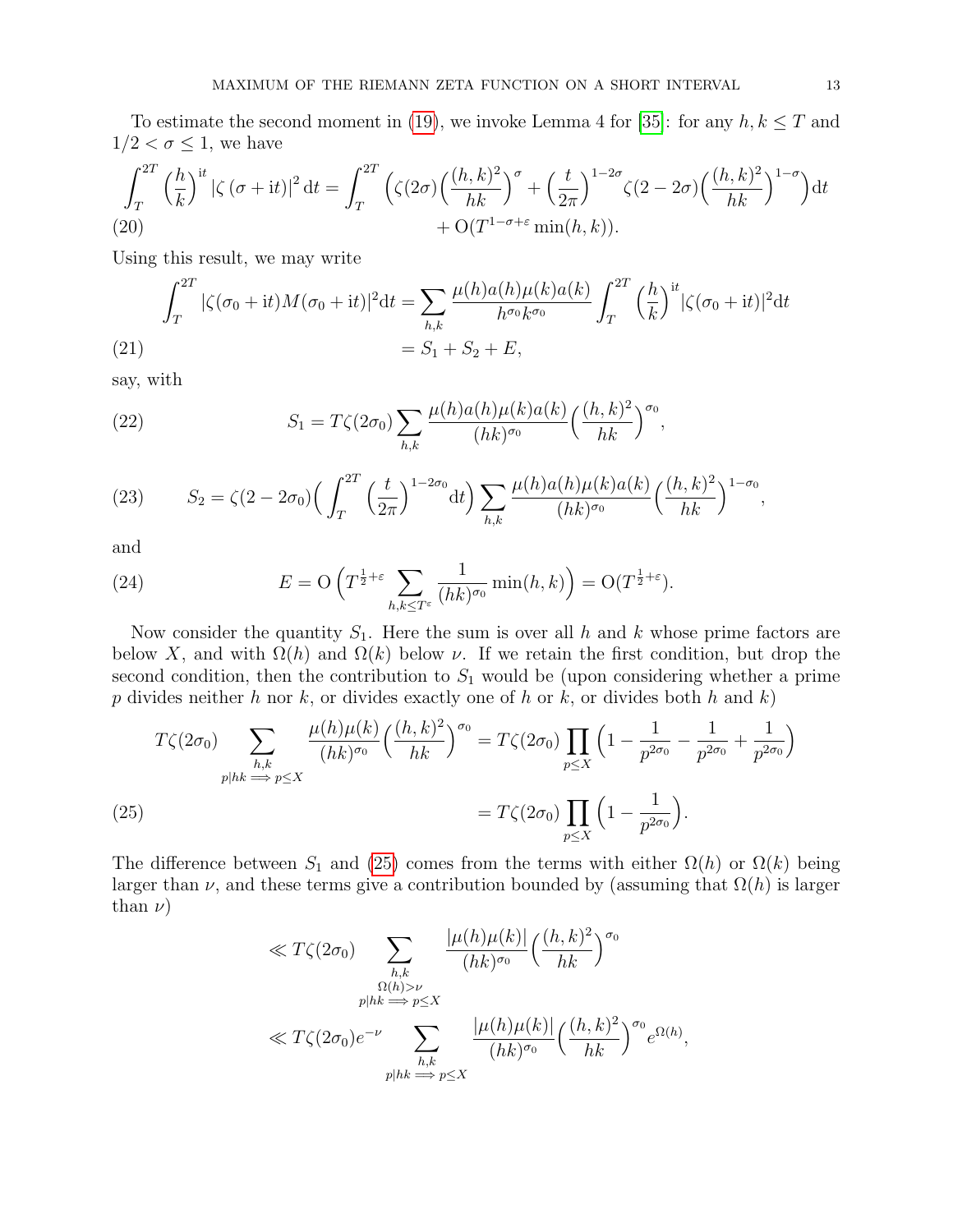To estimate the second moment in (19), we invoke Lemma 4 for [35]: for any $h, k \le T$ and $1/2 < \sigma \le 1$, we have

$$\int_T^{2T} \Big(\frac{h}{k}\Big)^{\mathrm{i}t} |\zeta(\sigma + \mathrm{i}t)|^2 \,\mathrm{d}t = \int_T^{2T} \Big( \zeta(2\sigma) \Big(\frac{(h,k)^2}{hk}\Big)^{\sigma} + \Big(\frac{t}{2\pi}\Big)^{1-2\sigma} \zeta(2-2\sigma) \Big(\frac{(h,k)^2}{hk}\Big)^{1-\sigma} \Big) \mathrm{d}t + \mathrm{O}(T^{1-\sigma+\varepsilon} \min(h,k)). \tag{20}$$

Using this result, we may write

$$\begin{aligned} \int_T^{2T} |\zeta(\sigma_0 + \mathrm{i}t) M(\sigma_0 + \mathrm{i}t)|^2 \mathrm{d}t &= \sum_{h,k} \frac{\mu(h) a(h) \mu(k) a(k)}{h^{\sigma_0} k^{\sigma_0}} \int_T^{2T} \Big(\frac{h}{k}\Big)^{\mathrm{i}t} |\zeta(\sigma_0 + \mathrm{i}t)|^2 \mathrm{d}t \\ &= S_1 + S_2 + E, \end{aligned} \tag{21}$$

say, with

$$S_1 = T\zeta(2\sigma_0) \sum_{h,k} \frac{\mu(h) a(h) \mu(k) a(k)}{(hk)^{\sigma_0}} \Big(\frac{(h,k)^2}{hk}\Big)^{\sigma_0}, \tag{22}$$

$$S_2 = \zeta(2 - 2\sigma_0) \Big( \int_T^{2T} \Big(\frac{t}{2\pi}\Big)^{1-2\sigma_0} \mathrm{d}t \Big) \sum_{h,k} \frac{\mu(h) a(h) \mu(k) a(k)}{(hk)^{\sigma_0}} \Big(\frac{(h,k)^2}{hk}\Big)^{1-\sigma_0}, \tag{23}$$

and

$$E = \mathrm{O}\Big( T^{\frac{1}{2}+\varepsilon} \sum_{h,k \le T^{\varepsilon}} \frac{1}{(hk)^{\sigma_0}} \min(h,k) \Big) = \mathrm{O}(T^{\frac{1}{2}+\varepsilon}). \tag{24}$$

Now consider the quantity $S_1$. Here the sum is over all $h$ and $k$ whose prime factors are below $X$, and with $\Omega(h)$ and $\Omega(k)$ below $\nu$. If we retain the first condition, but drop the second condition, then the contribution to $S_1$ would be (upon considering whether a prime $p$ divides neither $h$ nor $k$, or divides exactly one of $h$ or $k$, or divides both $h$ and $k$)

$$\begin{aligned} T\zeta(2\sigma_0) \sum_{\substack{h,k \\ p \mid hk \implies p \le X}} \frac{\mu(h)\mu(k)}{(hk)^{\sigma_0}} \Big(\frac{(h,k)^2}{hk}\Big)^{\sigma_0} &= T\zeta(2\sigma_0) \prod_{p \le X} \Big(1 - \frac{1}{p^{2\sigma_0}} - \frac{1}{p^{2\sigma_0}} + \frac{1}{p^{2\sigma_0}}\Big) \\ &= T\zeta(2\sigma_0) \prod_{p \le X} \Big(1 - \frac{1}{p^{2\sigma_0}}\Big). \end{aligned} \tag{25}$$

The difference between $S_1$ and (25) comes from the terms with either $\Omega(h)$ or $\Omega(k)$ being larger than $\nu$, and these terms give a contribution bounded by (assuming that $\Omega(h)$ is larger than $\nu$)

$$\begin{aligned} &\ll T\zeta(2\sigma_0) \sum_{\substack{h,k \\ \Omega(h) > \nu \\ p \mid hk \implies p \le X}} \frac{|\mu(h)\mu(k)|}{(hk)^{\sigma_0}} \Big(\frac{(h,k)^2}{hk}\Big)^{\sigma_0} \\ &\ll T\zeta(2\sigma_0) e^{-\nu} \sum_{\substack{h,k \\ p \mid hk \implies p \le X}} \frac{|\mu(h)\mu(k)|}{(hk)^{\sigma_0}} \Big(\frac{(h,k)^2}{hk}\Big)^{\sigma_0} e^{\Omega(h)}, \end{aligned}$$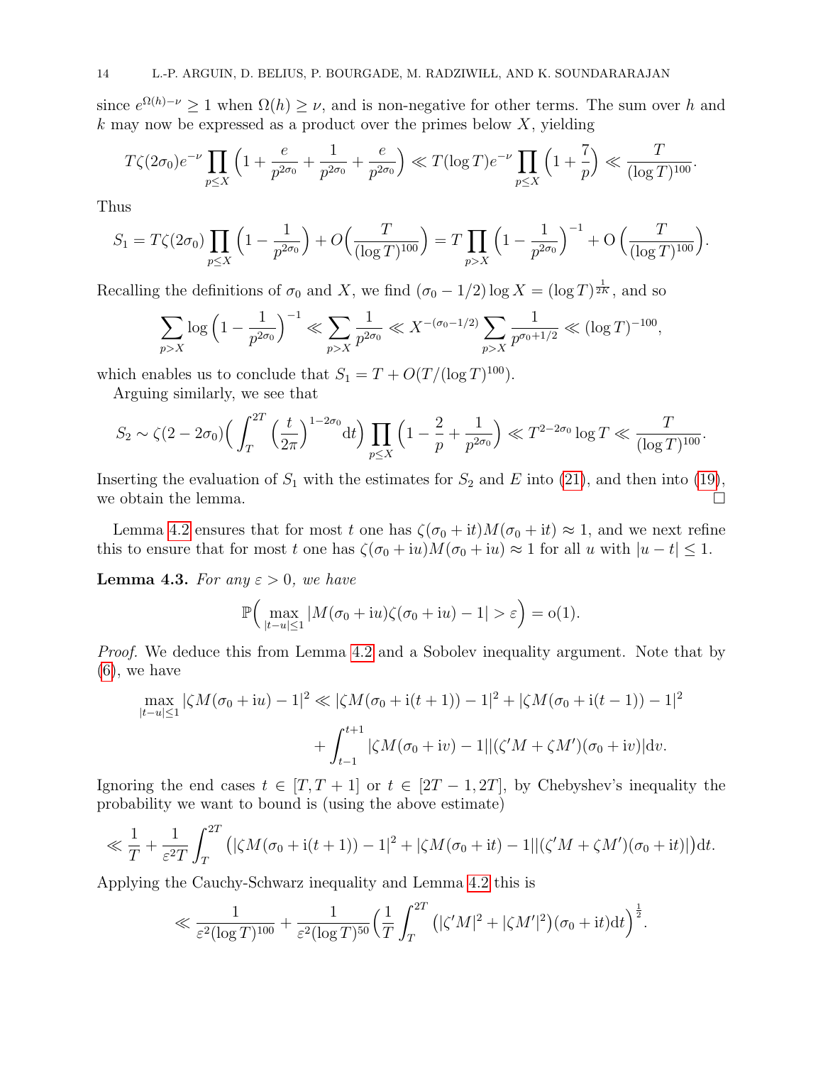since $e^{\Omega(h)-\nu} \geq 1$ when $\Omega(h) \geq \nu$, and is non-negative for other terms. The sum over $h$ and $k$ may now be expressed as a product over the primes below $X$, yielding

$$T\zeta(2\sigma_0)e^{-\nu} \prod_{p\leq X}\Big(1+\frac{e}{p^{2\sigma_0}}+\frac{1}{p^{2\sigma_0}}+\frac{e}{p^{2\sigma_0}}\Big) \ll T(\log T)e^{-\nu}\prod_{p\leq X}\Big(1+\frac{7}{p}\Big) \ll \frac{T}{(\log T)^{100}}.$$

Thus

$$S_1 = T\zeta(2\sigma_0)\prod_{p\leq X}\Big(1-\frac{1}{p^{2\sigma_0}}\Big)+O\Big(\frac{T}{(\log T)^{100}}\Big) = T\prod_{p>X}\Big(1-\frac{1}{p^{2\sigma_0}}\Big)^{-1}+\mathrm{O}\Big(\frac{T}{(\log T)^{100}}\Big).$$

Recalling the definitions of $\sigma_0$ and $X$, we find $(\sigma_0-1/2)\log X = (\log T)^{\frac{1}{2K}}$, and so

$$\sum_{p>X}\log\Big(1-\frac{1}{p^{2\sigma_0}}\Big)^{-1} \ll \sum_{p>X}\frac{1}{p^{2\sigma_0}} \ll X^{-(\sigma_0-1/2)}\sum_{p>X}\frac{1}{p^{\sigma_0+1/2}} \ll (\log T)^{-100},$$

which enables us to conclude that $S_1 = T + O(T/(\log T)^{100})$.

Arguing similarly, we see that

$$S_2 \sim \zeta(2-2\sigma_0)\Big(\int_T^{2T}\Big(\frac{t}{2\pi}\Big)^{1-2\sigma_0}\mathrm{d}t\Big)\prod_{p\leq X}\Big(1-\frac{2}{p}+\frac{1}{p^{2\sigma_0}}\Big) \ll T^{2-2\sigma_0}\log T \ll \frac{T}{(\log T)^{100}}.$$

Inserting the evaluation of $S_1$ with the estimates for $S_2$ and $E$ into (21), and then into (19), we obtain the lemma. ☐

Lemma 4.2 ensures that for most $t$ one has $\zeta(\sigma_0+\mathrm{i}t)M(\sigma_0+\mathrm{i}t)\approx 1$, and we next refine this to ensure that for most $t$ one has $\zeta(\sigma_0+\mathrm{i}u)M(\sigma_0+\mathrm{i}u)\approx 1$ for all $u$ with $|u-t|\leq 1$.

**Lemma 4.3.** *For any $\varepsilon>0$, we have*

$$\mathbb{P}\Big(\max_{|t-u|\leq 1}|M(\sigma_0+\mathrm{i}u)\zeta(\sigma_0+\mathrm{i}u)-1|>\varepsilon\Big)=\mathrm{o}(1).$$

*Proof.* We deduce this from Lemma 4.2 and a Sobolev inequality argument. Note that by (6), we have

$$\max_{|t-u|\leq 1}|\zeta M(\sigma_0+\mathrm{i}u)-1|^2 \ll |\zeta M(\sigma_0+\mathrm{i}(t+1))-1|^2+|\zeta M(\sigma_0+\mathrm{i}(t-1))-1|^2$$
$$+\int_{t-1}^{t+1}|\zeta M(\sigma_0+\mathrm{i}v)-1||(\zeta' M+\zeta M')(\sigma_0+\mathrm{i}v)|\mathrm{d}v.$$

Ignoring the end cases $t\in[T,T+1]$ or $t\in[2T-1,2T]$, by Chebyshev's inequality the probability we want to bound is (using the above estimate)

$$\ll \frac{1}{T}+\frac{1}{\varepsilon^2 T}\int_T^{2T}\big(|\zeta M(\sigma_0+\mathrm{i}(t+1))-1|^2+|\zeta M(\sigma_0+\mathrm{i}t)-1||(\zeta' M+\zeta M')(\sigma_0+\mathrm{i}t)|\big)\mathrm{d}t.$$

Applying the Cauchy-Schwarz inequality and Lemma 4.2 this is

$$\ll \frac{1}{\varepsilon^2(\log T)^{100}}+\frac{1}{\varepsilon^2(\log T)^{50}}\Big(\frac{1}{T}\int_T^{2T}\big(|\zeta' M|^2+|\zeta M'|^2\big)(\sigma_0+\mathrm{i}t)\mathrm{d}t\Big)^{\frac{1}{2}}.$$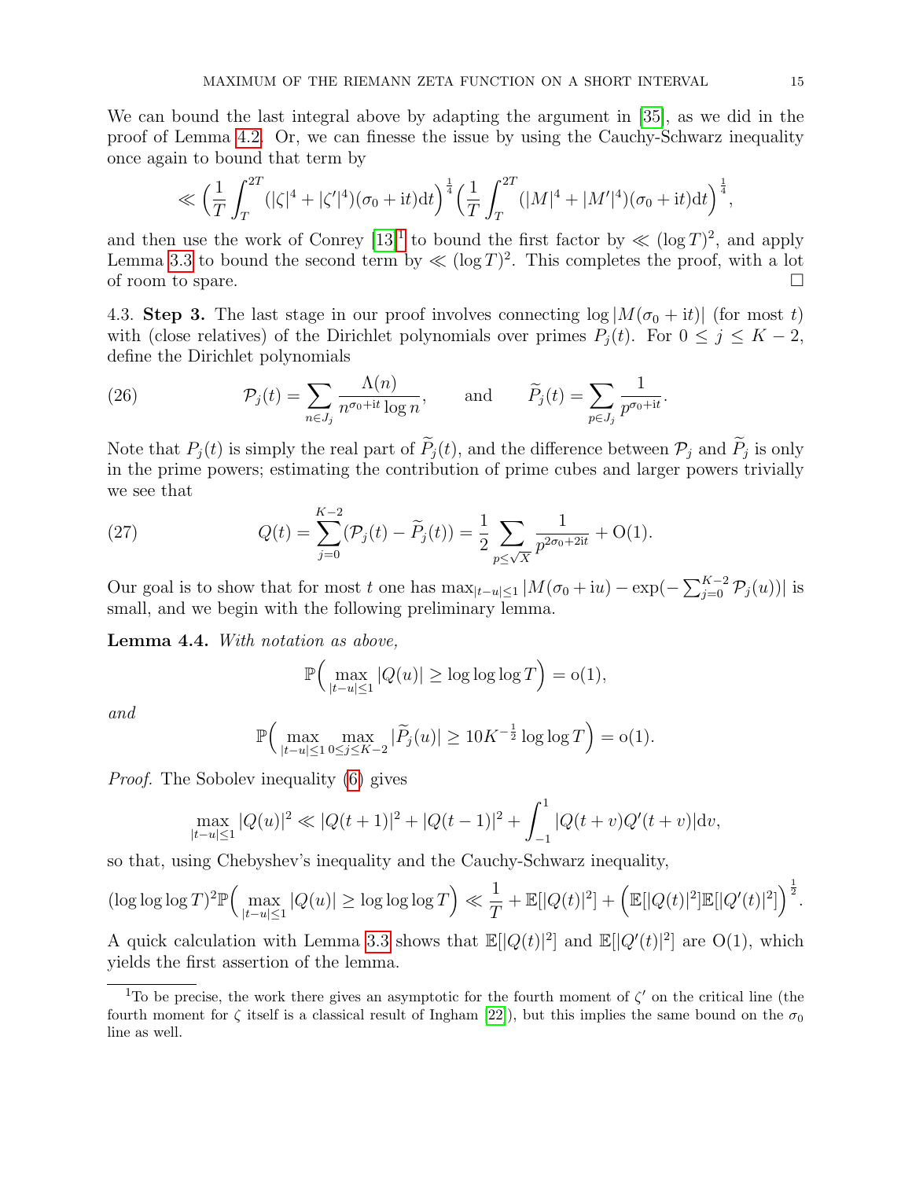We can bound the last integral above by adapting the argument in [35], as we did in the proof of Lemma 4.2. Or, we can finesse the issue by using the Cauchy-Schwarz inequality once again to bound that term by

$$\ll \Big(\frac{1}{T}\int_T^{2T} (|\zeta|^4 + |\zeta'|^4)(\sigma_0 + \mathrm{i}t)\mathrm{d}t\Big)^{\frac14}\Big(\frac{1}{T}\int_T^{2T} (|M|^4 + |M'|^4)(\sigma_0 + \mathrm{i}t)\mathrm{d}t\Big)^{\frac14},$$

and then use the work of Conrey [13][1] to bound the first factor by $\ll (\log T)^2$, and apply Lemma 3.3 to bound the second term by $\ll (\log T)^2$. This completes the proof, with a lot of room to spare. $\square$

4.3. **Step 3.** The last stage in our proof involves connecting $\log|M(\sigma_0 + \mathrm{i}t)|$ (for most $t$) with (close relatives) of the Dirichlet polynomials over primes $P_j(t)$. For $0 \le j \le K-2$, define the Dirichlet polynomials

$$\mathcal{P}_j(t) = \sum_{n \in J_j} \frac{\Lambda(n)}{n^{\sigma_0+\mathrm{i}t}\log n}, \qquad \text{and} \qquad \widetilde{P}_j(t) = \sum_{p\in J_j} \frac{1}{p^{\sigma_0+\mathrm{i}t}}. \tag{26}$$

Note that $P_j(t)$ is simply the real part of $\widetilde{P}_j(t)$, and the difference between $\mathcal{P}_j$ and $\widetilde{P}_j$ is only in the prime powers; estimating the contribution of prime cubes and larger powers trivially we see that

$$Q(t) = \sum_{j=0}^{K-2}(\mathcal{P}_j(t) - \widetilde{P}_j(t)) = \frac12 \sum_{p\le\sqrt{X}} \frac{1}{p^{2\sigma_0+2\mathrm{i}t}} + \mathrm{O}(1). \tag{27}$$

Our goal is to show that for most $t$ one has $\max_{|t-u|\le 1}|M(\sigma_0 + \mathrm{i}u) - \exp(-\sum_{j=0}^{K-2}\mathcal{P}_j(u))|$ is small, and we begin with the following preliminary lemma.

**Lemma 4.4.** *With notation as above,*

$$\mathbb{P}\Big(\max_{|t-u|\le1}|Q(u)| \ge \log\log\log T\Big) = \mathrm{o}(1),$$

*and*

$$\mathbb{P}\Big(\max_{|t-u|\le1}\max_{0\le j\le K-2}|\widetilde{P}_j(u)| \ge 10K^{-\frac12}\log\log T\Big) = \mathrm{o}(1).$$

*Proof.* The Sobolev inequality (6) gives

$$\max_{|t-u|\le 1}|Q(u)|^2 \ll |Q(t+1)|^2 + |Q(t-1)|^2 + \int_{-1}^{1}|Q(t+v)Q'(t+v)|\mathrm{d}v,$$

so that, using Chebyshev's inequality and the Cauchy-Schwarz inequality,

$$(\log\log\log T)^2\mathbb{P}\Big(\max_{|t-u|\le1}|Q(u)|\ge\log\log\log T\Big) \ll \frac{1}{T} + \mathbb{E}[|Q(t)|^2] + \Big(\mathbb{E}[|Q(t)|^2]\mathbb{E}[|Q'(t)|^2]\Big)^{\frac12}.$$

A quick calculation with Lemma 3.3 shows that $\mathbb{E}[|Q(t)|^2]$ and $\mathbb{E}[|Q'(t)|^2]$ are $\mathrm{O}(1)$, which yields the first assertion of the lemma.

---

[1] To be precise, the work there gives an asymptotic for the fourth moment of $\zeta'$ on the critical line (the fourth moment for $\zeta$ itself is a classical result of Ingham [22]), but this implies the same bound on the $\sigma_0$ line as well.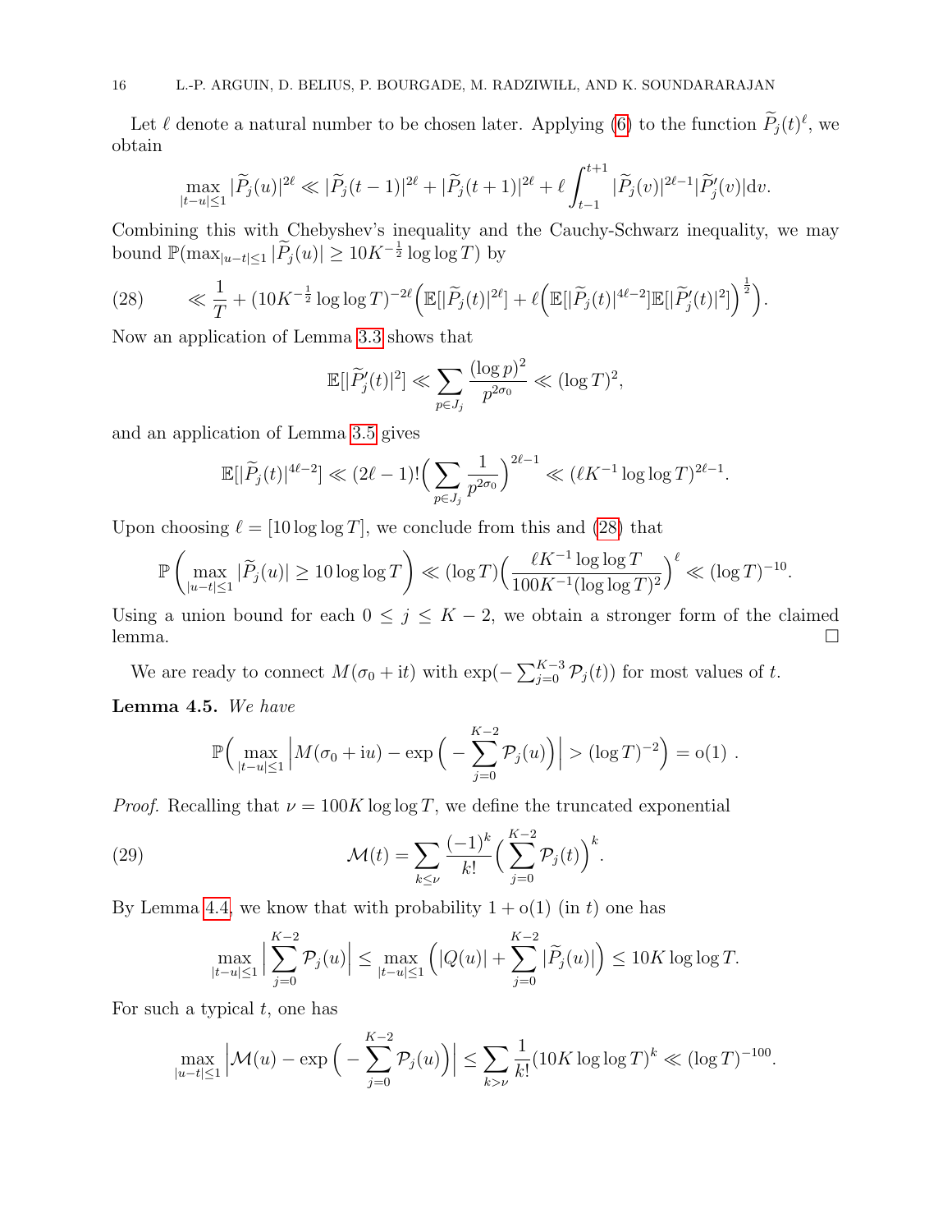Let $\ell$ denote a natural number to be chosen later. Applying (6) to the function $\widetilde{P}_j(t)^\ell$, we obtain

$$\max_{|t-u|\le 1} |\widetilde{P}_j(u)|^{2\ell} \ll |\widetilde{P}_j(t-1)|^{2\ell} + |\widetilde{P}_j(t+1)|^{2\ell} + \ell \int_{t-1}^{t+1} |\widetilde{P}_j(v)|^{2\ell-1}|\widetilde{P}_j'(v)|\mathrm{d}v.$$

Combining this with Chebyshev's inequality and the Cauchy-Schwarz inequality, we may bound $\mathbb{P}(\max_{|u-t|\le 1}|\widetilde{P}_j(u)| \ge 10K^{-\frac{1}{2}}\log\log T)$ by

$$\ll \frac{1}{T} + (10K^{-\frac{1}{2}}\log\log T)^{-2\ell}\Big(\mathbb{E}[|\widetilde{P}_j(t)|^{2\ell}] + \ell\Big(\mathbb{E}[|\widetilde{P}_j(t)|^{4\ell-2}]\mathbb{E}[|\widetilde{P}_j'(t)|^2]\Big)^{\frac{1}{2}}\Big). \tag{28}$$

Now an application of Lemma 3.3 shows that

$$\mathbb{E}[|\widetilde{P}_j'(t)|^2] \ll \sum_{p\in J_j} \frac{(\log p)^2}{p^{2\sigma_0}} \ll (\log T)^2,$$

and an application of Lemma 3.5 gives

$$\mathbb{E}[|\widetilde{P}_j(t)|^{4\ell-2}] \ll (2\ell-1)!\Big(\sum_{p\in J_j}\frac{1}{p^{2\sigma_0}}\Big)^{2\ell-1} \ll (\ell K^{-1}\log\log T)^{2\ell-1}.$$

Upon choosing $\ell = [10\log\log T]$, we conclude from this and (28) that

$$\mathbb{P}\left(\max_{|u-t|\le 1}|\widetilde{P}_j(u)| \ge 10\log\log T\right) \ll (\log T)\Big(\frac{\ell K^{-1}\log\log T}{100K^{-1}(\log\log T)^2}\Big)^{\ell} \ll (\log T)^{-10}.$$

Using a union bound for each $0 \le j \le K-2$, we obtain a stronger form of the claimed lemma. ☐

We are ready to connect $M(\sigma_0 + \mathrm{i}t)$ with $\exp(-\sum_{j=0}^{K-3}\mathcal{P}_j(t))$ for most values of $t$.

**Lemma 4.5.** *We have*

$$\mathbb{P}\Big(\max_{|t-u|\le 1}\Big|M(\sigma_0+\mathrm{i}u) - \exp\Big(-\sum_{j=0}^{K-2}\mathcal{P}_j(u)\Big)\Big| > (\log T)^{-2}\Big) = \mathrm{o}(1)\ .$$

*Proof.* Recalling that $\nu = 100K\log\log T$, we define the truncated exponential

$$\mathcal{M}(t) = \sum_{k\le\nu}\frac{(-1)^k}{k!}\Big(\sum_{j=0}^{K-2}\mathcal{P}_j(t)\Big)^k. \tag{29}$$

By Lemma 4.4, we know that with probability $1+\mathrm{o}(1)$ (in $t$) one has

$$\max_{|t-u|\le 1}\Big|\sum_{j=0}^{K-2}\mathcal{P}_j(u)\Big| \le \max_{|t-u|\le 1}\Big(|Q(u)| + \sum_{j=0}^{K-2}|\widetilde{P}_j(u)|\Big) \le 10K\log\log T.$$

For such a typical $t$, one has

$$\max_{|u-t|\le 1}\Big|\mathcal{M}(u) - \exp\Big(-\sum_{j=0}^{K-2}\mathcal{P}_j(u)\Big)\Big| \le \sum_{k>\nu}\frac{1}{k!}(10K\log\log T)^k \ll (\log T)^{-100}.$$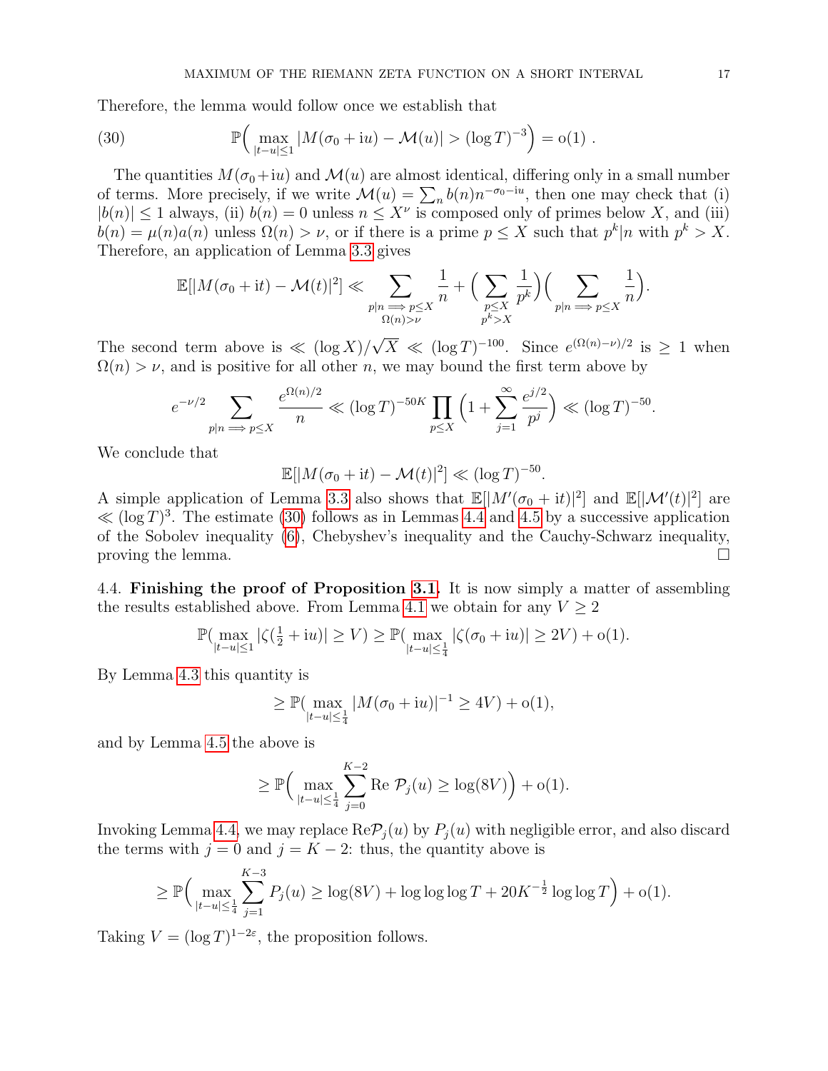Therefore, the lemma would follow once we establish that

$$\mathbb{P}\Big( \max_{|t-u|\le 1} |M(\sigma_0 + \mathrm{i}u) - \mathcal{M}(u)| > (\log T)^{-3} \Big) = \mathrm{o}(1) \ . \tag{30}$$

The quantities $M(\sigma_0+\mathrm{i}u)$ and $\mathcal{M}(u)$ are almost identical, differing only in a small number of terms. More precisely, if we write $\mathcal{M}(u) = \sum_n b(n) n^{-\sigma_0 - \mathrm{i}u}$, then one may check that (i) $|b(n)| \le 1$ always, (ii) $b(n) = 0$ unless $n \le X^{\nu}$ is composed only of primes below $X$, and (iii) $b(n) = \mu(n)a(n)$ unless $\Omega(n) > \nu$, or if there is a prime $p \le X$ such that $p^k | n$ with $p^k > X$. Therefore, an application of Lemma 3.3 gives

$$\mathbb{E}[|M(\sigma_0 + \mathrm{i}t) - \mathcal{M}(t)|^2] \ll \sum_{\substack{p|n \implies p \le X \\ \Omega(n) > \nu}} \frac{1}{n} + \Big( \sum_{\substack{p \le X \\ p^k > X}} \frac{1}{p^k} \Big) \Big( \sum_{p|n \implies p \le X} \frac{1}{n} \Big).$$

The second term above is $\ll (\log X)/\sqrt{X} \ll (\log T)^{-100}$. Since $e^{(\Omega(n)-\nu)/2}$ is $\ge 1$ when $\Omega(n) > \nu$, and is positive for all other $n$, we may bound the first term above by

$$e^{-\nu/2} \sum_{p|n \implies p \le X} \frac{e^{\Omega(n)/2}}{n} \ll (\log T)^{-50K} \prod_{p \le X} \Big( 1 + \sum_{j=1}^{\infty} \frac{e^{j/2}}{p^j} \Big) \ll (\log T)^{-50}.$$

We conclude that

$$\mathbb{E}[|M(\sigma_0 + \mathrm{i}t) - \mathcal{M}(t)|^2] \ll (\log T)^{-50}.$$

A simple application of Lemma 3.3 also shows that $\mathbb{E}[|M'(\sigma_0 + \mathrm{i}t)|^2]$ and $\mathbb{E}[|\mathcal{M}'(t)|^2]$ are $\ll (\log T)^3$. The estimate (30) follows as in Lemmas 4.4 and 4.5 by a successive application of the Sobolev inequality (6), Chebyshev's inequality and the Cauchy-Schwarz inequality, proving the lemma. $\square$

4.4. **Finishing the proof of Proposition 3.1.** It is now simply a matter of assembling the results established above. From Lemma 4.1 we obtain for any $V \ge 2$

$$\mathbb{P}(\max_{|t-u|\le 1} |\zeta(\tfrac{1}{2} + \mathrm{i}u)| \ge V) \ge \mathbb{P}(\max_{|t-u|\le \frac{1}{4}} |\zeta(\sigma_0 + \mathrm{i}u)| \ge 2V) + \mathrm{o}(1).$$

By Lemma 4.3 this quantity is

$$\ge \mathbb{P}(\max_{|t-u|\le \frac{1}{4}} |M(\sigma_0 + \mathrm{i}u)|^{-1} \ge 4V) + \mathrm{o}(1),$$

and by Lemma 4.5 the above is

$$\ge \mathbb{P}\Big( \max_{|t-u|\le \frac{1}{4}} \sum_{j=0}^{K-2} \mathrm{Re}\ \mathcal{P}_j(u) \ge \log(8V) \Big) + \mathrm{o}(1).$$

Invoking Lemma 4.4, we may replace $\mathrm{Re}\mathcal{P}_j(u)$ by $P_j(u)$ with negligible error, and also discard the terms with $j = 0$ and $j = K-2$: thus, the quantity above is

$$\ge \mathbb{P}\Big( \max_{|t-u|\le \frac{1}{4}} \sum_{j=1}^{K-3} P_j(u) \ge \log(8V) + \log\log\log T + 20K^{-\frac{1}{2}} \log\log T \Big) + \mathrm{o}(1).$$

Taking $V = (\log T)^{1-2\varepsilon}$, the proposition follows.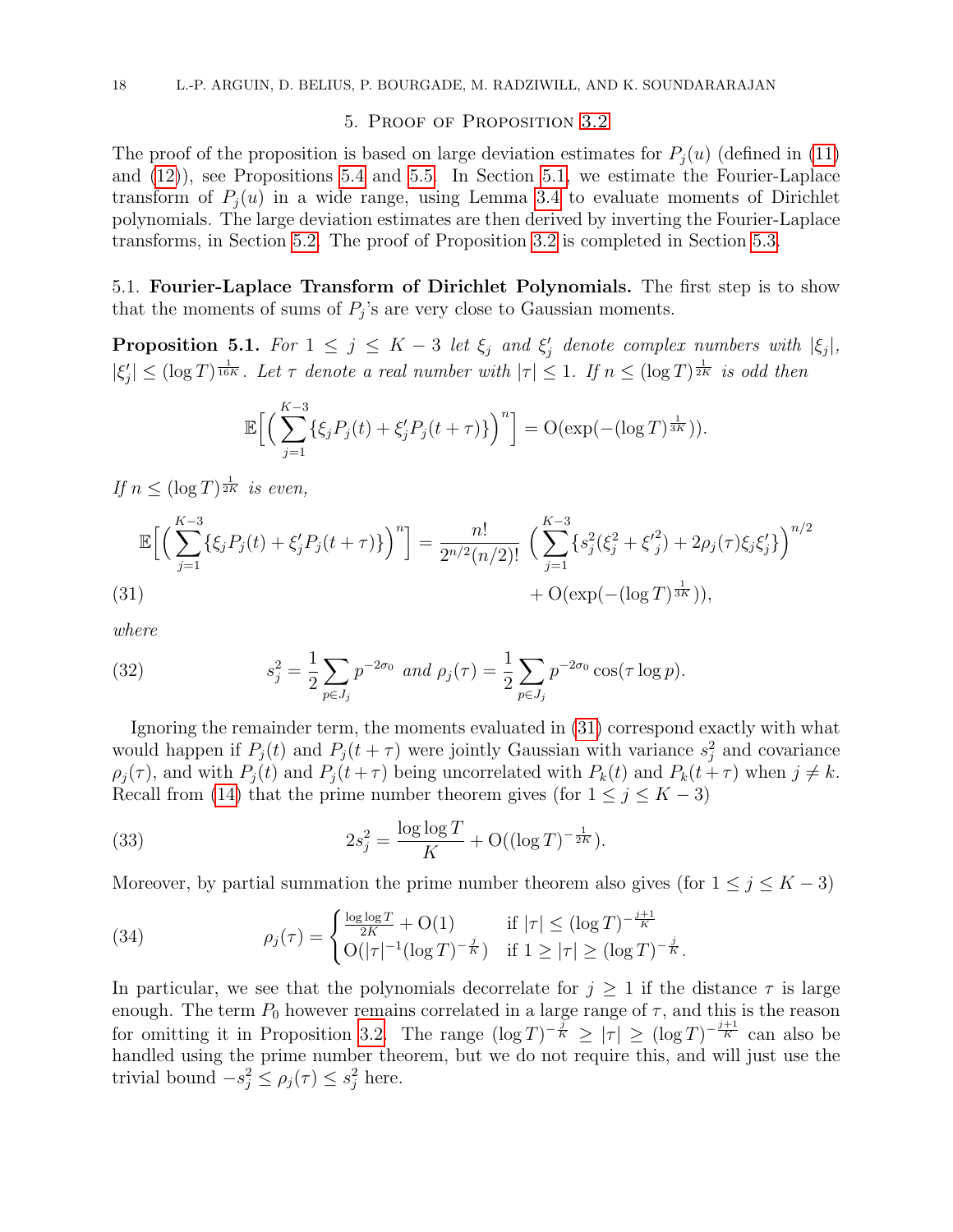## 5. Proof of Proposition 3.2

The proof of the proposition is based on large deviation estimates for $P_j(u)$ (defined in (11) and (12)), see Propositions 5.4 and 5.5. In Section 5.1, we estimate the Fourier-Laplace transform of $P_j(u)$ in a wide range, using Lemma 3.4 to evaluate moments of Dirichlet polynomials. The large deviation estimates are then derived by inverting the Fourier-Laplace transforms, in Section 5.2. The proof of Proposition 3.2 is completed in Section 5.3.

### 5.1. Fourier-Laplace Transform of Dirichlet Polynomials.

The first step is to show that the moments of sums of $P_j$'s are very close to Gaussian moments.

**Proposition 5.1.** *For $1 \le j \le K-3$ let $\xi_j$ and $\xi'_j$ denote complex numbers with $|\xi_j|$, $|\xi'_j| \le (\log T)^{\frac{1}{16K}}$. Let $\tau$ denote a real number with $|\tau| \le 1$. If $n \le (\log T)^{\frac{1}{2K}}$ is odd then*

$$\mathbb{E}\Big[\Big(\sum_{j=1}^{K-3}\{\xi_j P_j(t) + \xi'_j P_j(t+\tau)\}\Big)^n\Big] = \mathrm{O}(\exp(-(\log T)^{\frac{1}{3K}})).$$

*If $n \le (\log T)^{\frac{1}{2K}}$ is even,*

$$\mathbb{E}\Big[\Big(\sum_{j=1}^{K-3}\{\xi_j P_j(t) + \xi'_j P_j(t+\tau)\}\Big)^n\Big] = \frac{n!}{2^{n/2}(n/2)!}\ \Big(\sum_{j=1}^{K-3}\{s_j^2(\xi_j^2+\xi_j'^2) + 2\rho_j(\tau)\xi_j\xi'_j\}\Big)^{n/2} + \mathrm{O}(\exp(-(\log T)^{\frac{1}{3K}})), \tag{31}$$

*where*

$$s_j^2 = \frac{1}{2}\sum_{p\in J_j} p^{-2\sigma_0} \ \text{ and } \ \rho_j(\tau) = \frac{1}{2}\sum_{p\in J_j} p^{-2\sigma_0}\cos(\tau\log p). \tag{32}$$

Ignoring the remainder term, the moments evaluated in (31) correspond exactly with what would happen if $P_j(t)$ and $P_j(t+\tau)$ were jointly Gaussian with variance $s_j^2$ and covariance $\rho_j(\tau)$, and with $P_j(t)$ and $P_j(t+\tau)$ being uncorrelated with $P_k(t)$ and $P_k(t+\tau)$ when $j \ne k$. Recall from (14) that the prime number theorem gives (for $1 \le j \le K-3$)

$$2s_j^2 = \frac{\log\log T}{K} + \mathrm{O}((\log T)^{-\frac{1}{2K}}). \tag{33}$$

Moreover, by partial summation the prime number theorem also gives (for $1 \le j \le K-3$)

$$\rho_j(\tau) = \begin{cases} \frac{\log\log T}{2K} + \mathrm{O}(1) & \text{if } |\tau| \le (\log T)^{-\frac{j+1}{K}} \\ \mathrm{O}(|\tau|^{-1}(\log T)^{-\frac{j}{K}}) & \text{if } 1 \ge |\tau| \ge (\log T)^{-\frac{j}{K}}. \end{cases} \tag{34}$$

In particular, we see that the polynomials decorrelate for $j \ge 1$ if the distance $\tau$ is large enough. The term $P_0$ however remains correlated in a large range of $\tau$, and this is the reason for omitting it in Proposition 3.2. The range $(\log T)^{-\frac{j}{K}} \ge |\tau| \ge (\log T)^{-\frac{j+1}{K}}$ can also be handled using the prime number theorem, but we do not require this, and will just use the trivial bound $-s_j^2 \le \rho_j(\tau) \le s_j^2$ here.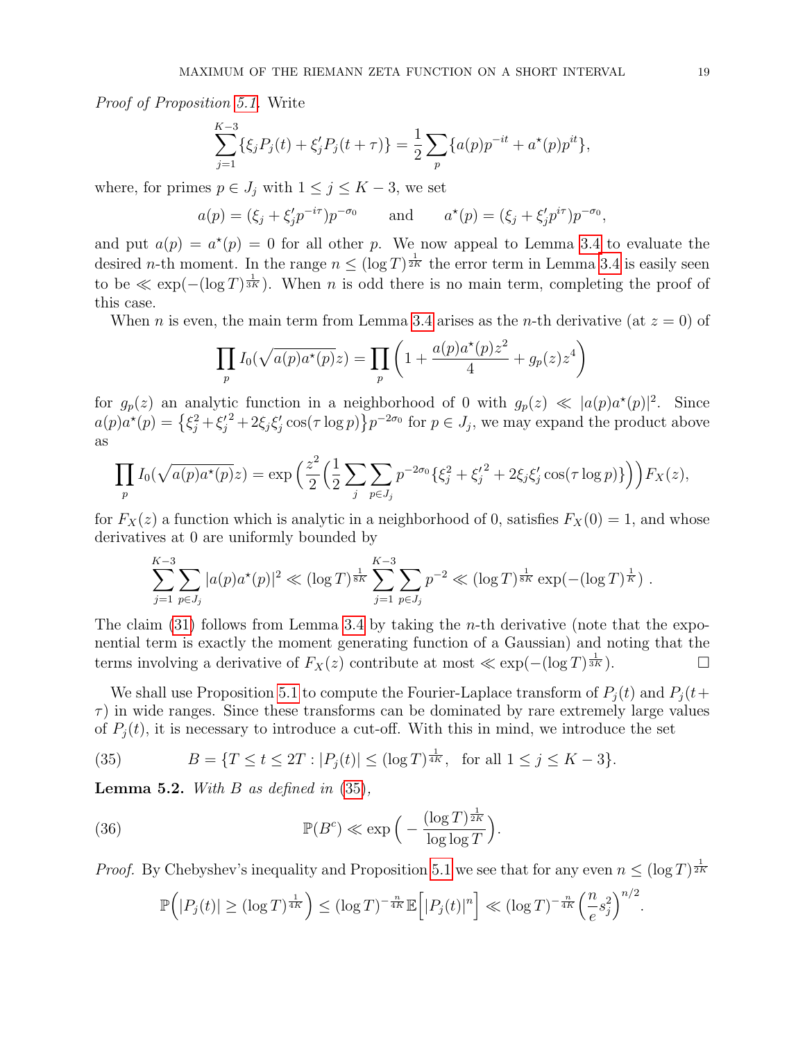*Proof of Proposition 5.1.* Write

$$\sum_{j=1}^{K-3} \{\xi_j P_j(t) + \xi_j' P_j(t+\tau)\} = \frac{1}{2}\sum_p \{a(p)p^{-it} + a^\star(p)p^{it}\},$$

where, for primes $p \in J_j$ with $1 \le j \le K-3$, we set

$$a(p) = (\xi_j + \xi_j' p^{-i\tau})p^{-\sigma_0} \qquad \text{and} \qquad a^\star(p) = (\xi_j + \xi_j' p^{i\tau})p^{-\sigma_0},$$

and put $a(p) = a^\star(p) = 0$ for all other $p$. We now appeal to Lemma 3.4 to evaluate the desired $n$-th moment. In the range $n \le (\log T)^{\frac{1}{2K}}$ the error term in Lemma 3.4 is easily seen to be $\ll \exp(-(\log T)^{\frac{1}{3K}})$. When $n$ is odd there is no main term, completing the proof of this case.

When $n$ is even, the main term from Lemma 3.4 arises as the $n$-th derivative (at $z=0$) of

$$\prod_p I_0(\sqrt{a(p)a^\star(p)}z) = \prod_p \left(1 + \frac{a(p)a^\star(p)z^2}{4} + g_p(z)z^4\right)$$

for $g_p(z)$ an analytic function in a neighborhood of 0 with $g_p(z) \ll |a(p)a^\star(p)|^2$. Since $a(p)a^\star(p) = \big\{\xi_j^2 + {\xi_j'}^2 + 2\xi_j\xi_j'\cos(\tau\log p)\big\}p^{-2\sigma_0}$ for $p \in J_j$, we may expand the product above as

$$\prod_p I_0(\sqrt{a(p)a^\star(p)}z) = \exp\Big(\frac{z^2}{2}\Big(\frac{1}{2}\sum_j\sum_{p\in J_j} p^{-2\sigma_0}\{\xi_j^2 + {\xi_j'}^2 + 2\xi_j\xi_j'\cos(\tau\log p)\}\Big)\Big)F_X(z),$$

for $F_X(z)$ a function which is analytic in a neighborhood of 0, satisfies $F_X(0)=1$, and whose derivatives at 0 are uniformly bounded by

$$\sum_{j=1}^{K-3}\sum_{p\in J_j}|a(p)a^\star(p)|^2 \ll (\log T)^{\frac{1}{8K}}\sum_{j=1}^{K-3}\sum_{p\in J_j}p^{-2} \ll (\log T)^{\frac{1}{8K}}\exp(-(\log T)^{\frac{1}{K}})\ .$$

The claim (31) follows from Lemma 3.4 by taking the $n$-th derivative (note that the exponential term is exactly the moment generating function of a Gaussian) and noting that the terms involving a derivative of $F_X(z)$ contribute at most $\ll \exp(-(\log T)^{\frac{1}{3K}})$. $\square$

We shall use Proposition 5.1 to compute the Fourier-Laplace transform of $P_j(t)$ and $P_j(t+\tau)$ in wide ranges. Since these transforms can be dominated by rare extremely large values of $P_j(t)$, it is necessary to introduce a cut-off. With this in mind, we introduce the set

$$B = \{T \le t \le 2T : |P_j(t)| \le (\log T)^{\frac{1}{4K}}, \ \text{ for all } 1 \le j \le K-3\}. \tag{35}$$

**Lemma 5.2.** *With $B$ as defined in (35),*

$$\mathbb{P}(B^c) \ll \exp\Big(-\frac{(\log T)^{\frac{1}{2K}}}{\log\log T}\Big). \tag{36}$$

*Proof.* By Chebyshev's inequality and Proposition 5.1 we see that for any even $n \le (\log T)^{\frac{1}{2K}}$

$$\mathbb{P}\Big(|P_j(t)| \ge (\log T)^{\frac{1}{4K}}\Big) \le (\log T)^{-\frac{n}{4K}}\mathbb{E}\Big[|P_j(t)|^n\Big] \ll (\log T)^{-\frac{n}{4K}}\Big(\frac{n}{e}s_j^2\Big)^{n/2}.$$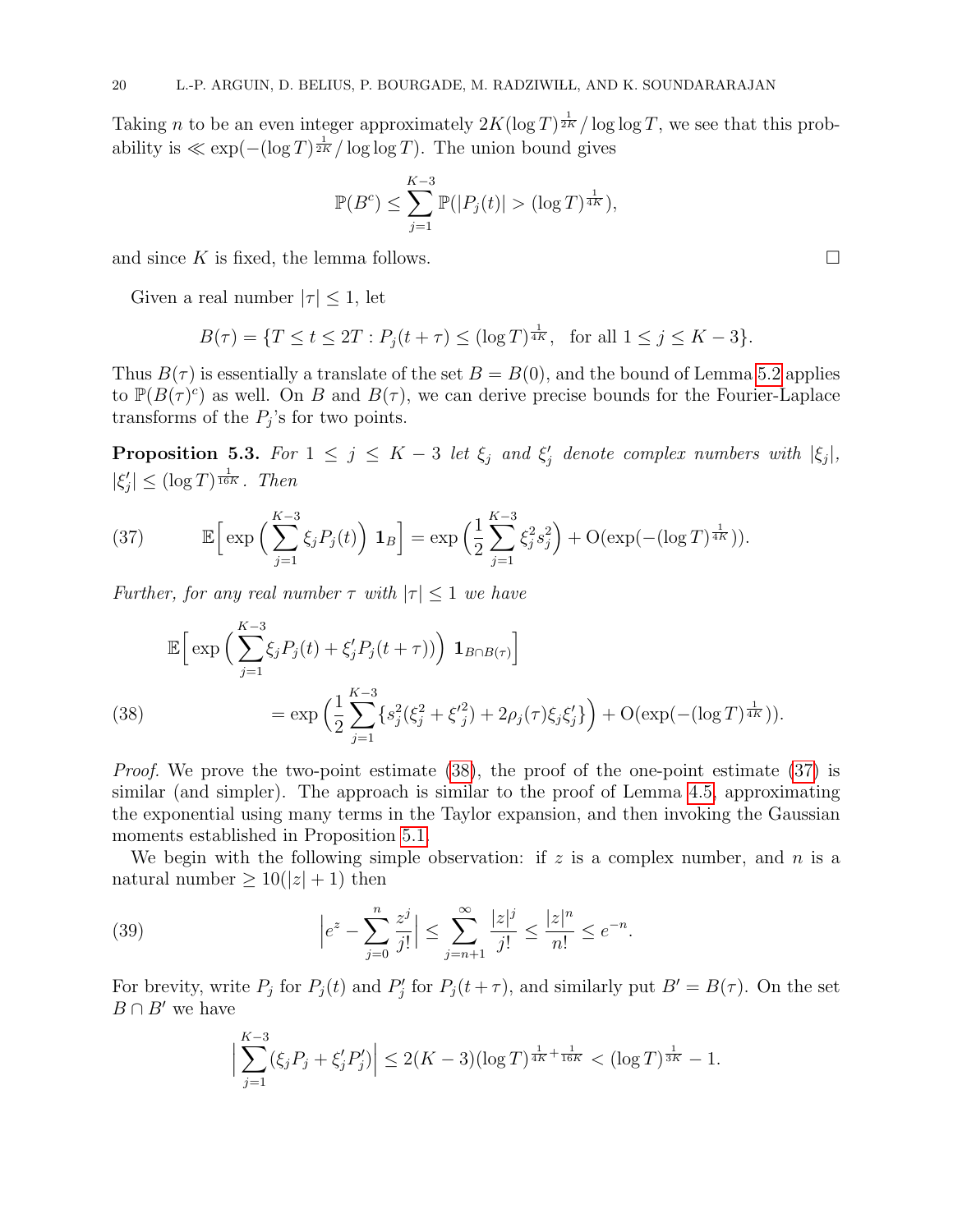Taking $n$ to be an even integer approximately $2K(\log T)^{\frac{1}{2K}}/\log\log T$, we see that this probability is $\ll \exp(-(\log T)^{\frac{1}{2K}}/\log\log T)$. The union bound gives

$$\mathbb{P}(B^c) \leq \sum_{j=1}^{K-3} \mathbb{P}(|P_j(t)| > (\log T)^{\frac{1}{4K}}),$$

and since $K$ is fixed, the lemma follows. □

Given a real number $|\tau| \leq 1$, let

$$B(\tau) = \{T \leq t \leq 2T : P_j(t+\tau) \leq (\log T)^{\frac{1}{4K}}, \ \text{ for all } 1 \leq j \leq K-3\}.$$

Thus $B(\tau)$ is essentially a translate of the set $B = B(0)$, and the bound of Lemma 5.2 applies to $\mathbb{P}(B(\tau)^c)$ as well. On $B$ and $B(\tau)$, we can derive precise bounds for the Fourier-Laplace transforms of the $P_j$'s for two points.

**Proposition 5.3.** *For $1 \leq j \leq K-3$ let $\xi_j$ and $\xi_j'$ denote complex numbers with $|\xi_j|$, $|\xi_j'| \leq (\log T)^{\frac{1}{16K}}$. Then*

$$\mathbb{E}\Big[\exp\Big(\sum_{j=1}^{K-3} \xi_j P_j(t)\Big)\,\mathbf{1}_B\Big] = \exp\Big(\frac{1}{2}\sum_{j=1}^{K-3}\xi_j^2 s_j^2\Big) + \mathrm{O}(\exp(-(\log T)^{\frac{1}{4K}})). \tag{37}$$

*Further, for any real number $\tau$ with $|\tau| \leq 1$ we have*

$$\begin{aligned} &\mathbb{E}\Big[\exp\Big(\sum_{j=1}^{K-3}\xi_j P_j(t) + \xi_j' P_j(t+\tau)\Big)\Big)\,\mathbf{1}_{B\cap B(\tau)}\Big] \\ &\qquad = \exp\Big(\frac{1}{2}\sum_{j=1}^{K-3}\{s_j^2(\xi_j^2 + \xi_j'^2) + 2\rho_j(\tau)\xi_j\xi_j'\}\Big) + \mathrm{O}(\exp(-(\log T)^{\frac{1}{4K}})). \end{aligned} \tag{38}$$

*Proof.* We prove the two-point estimate (38), the proof of the one-point estimate (37) is similar (and simpler). The approach is similar to the proof of Lemma 4.5, approximating the exponential using many terms in the Taylor expansion, and then invoking the Gaussian moments established in Proposition 5.1.

We begin with the following simple observation: if $z$ is a complex number, and $n$ is a natural number $\geq 10(|z|+1)$ then

$$\Big|e^z - \sum_{j=0}^{n}\frac{z^j}{j!}\Big| \leq \sum_{j=n+1}^{\infty}\frac{|z|^j}{j!} \leq \frac{|z|^n}{n!} \leq e^{-n}. \tag{39}$$

For brevity, write $P_j$ for $P_j(t)$ and $P_j'$ for $P_j(t+\tau)$, and similarly put $B' = B(\tau)$. On the set $B \cap B'$ we have

$$\Big|\sum_{j=1}^{K-3}(\xi_j P_j + \xi_j' P_j')\Big| \leq 2(K-3)(\log T)^{\frac{1}{4K}+\frac{1}{16K}} < (\log T)^{\frac{1}{3K}} - 1.$$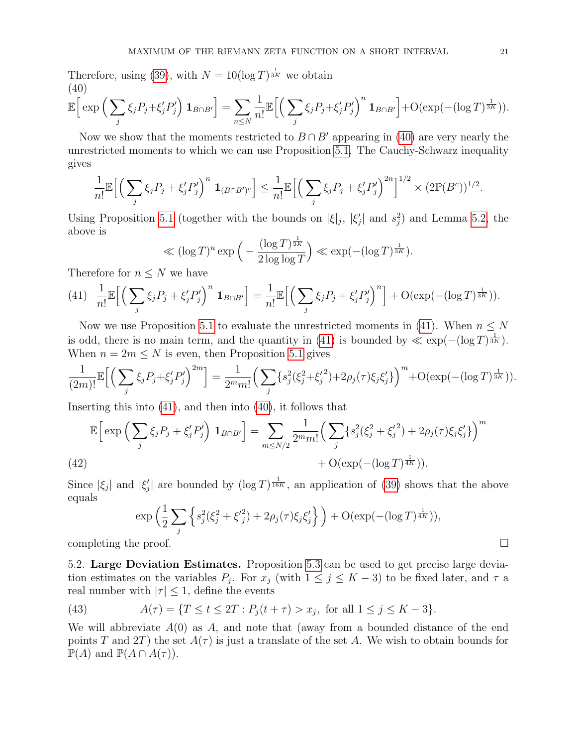Therefore, using (39), with $N = 10(\log T)^{\frac{1}{3K}}$ we obtain

(40)
$$\mathbb{E}\Big[\exp\Big(\sum_j \xi_j P_j + \xi_j' P_j'\Big)\,\mathbf{1}_{B\cap B'}\Big] = \sum_{n\le N}\frac{1}{n!}\mathbb{E}\Big[\Big(\sum_j \xi_j P_j + \xi_j' P_j'\Big)^n\,\mathbf{1}_{B\cap B'}\Big] + \mathrm{O}(\exp(-(\log T)^{\frac{1}{3K}})).$$

Now we show that the moments restricted to $B\cap B'$ appearing in (40) are very nearly the unrestricted moments to which we can use Proposition 5.1. The Cauchy-Schwarz inequality gives

$$\frac{1}{n!}\mathbb{E}\Big[\Big(\sum_j \xi_j P_j + \xi_j' P_j'\Big)^n\,\mathbf{1}_{(B\cap B')^c}\Big] \le \frac{1}{n!}\mathbb{E}\Big[\Big(\sum_j \xi_j P_j + \xi_j' P_j'\Big)^{2n}\Big]^{1/2} \times (2\mathbb{P}(B^c))^{1/2}.$$

Using Proposition 5.1 (together with the bounds on $|\xi|_j$, $|\xi_j'|$ and $s_j^2$) and Lemma 5.2, the above is

$$\ll (\log T)^n \exp\Big(-\frac{(\log T)^{\frac{1}{2K}}}{2\log\log T}\Big) \ll \exp(-(\log T)^{\frac{1}{3K}}).$$

Therefore for $n\le N$ we have

(41)
$$\frac{1}{n!}\mathbb{E}\Big[\Big(\sum_j \xi_j P_j + \xi_j' P_j'\Big)^n\,\mathbf{1}_{B\cap B'}\Big] = \frac{1}{n!}\mathbb{E}\Big[\Big(\sum_j \xi_j P_j + \xi_j' P_j'\Big)^n\Big] + \mathrm{O}(\exp(-(\log T)^{\frac{1}{3K}})).$$

Now we use Proposition 5.1 to evaluate the unrestricted moments in (41). When $n\le N$ is odd, there is no main term, and the quantity in (41) is bounded by $\ll \exp(-(\log T)^{\frac{1}{3K}})$. When $n = 2m \le N$ is even, then Proposition 5.1 gives

$$\frac{1}{(2m)!}\mathbb{E}\Big[\Big(\sum_j \xi_j P_j + \xi_j' P_j'\Big)^{2m}\Big] = \frac{1}{2^m m!}\Big(\sum_j \{s_j^2(\xi_j^2+{\xi_j'}^2) + 2\rho_j(\tau)\xi_j\xi_j'\}\Big)^m + \mathrm{O}(\exp(-(\log T)^{\frac{1}{3K}})).$$

Inserting this into (41), and then into (40), it follows that

(42)
$$\mathbb{E}\Big[\exp\Big(\sum_j \xi_j P_j + \xi_j' P_j'\Big)\,\mathbf{1}_{B\cap B'}\Big] = \sum_{m\le N/2}\frac{1}{2^m m!}\Big(\sum_j \{s_j^2(\xi_j^2+{\xi_j'}^2) + 2\rho_j(\tau)\xi_j\xi_j'\}\Big)^m + \mathrm{O}(\exp(-(\log T)^{\frac{1}{4K}})).$$

Since $|\xi_j|$ and $|\xi_j'|$ are bounded by $(\log T)^{\frac{1}{16K}}$, an application of (39) shows that the above equals

$$\exp\Big(\frac{1}{2}\sum_j \Big\{s_j^2(\xi_j^2+{\xi'}_j^2) + 2\rho_j(\tau)\xi_j\xi_j'\Big\}\Big) + \mathrm{O}(\exp(-(\log T)^{\frac{1}{4K}})),$$

completing the proof. □

5.2. **Large Deviation Estimates.** Proposition 5.3 can be used to get precise large deviation estimates on the variables $P_j$. For $x_j$ (with $1\le j\le K-3$) to be fixed later, and $\tau$ a real number with $|\tau|\le 1$, define the events

(43)
$$A(\tau) = \{T\le t\le 2T : P_j(t+\tau) > x_j, \text{ for all } 1\le j\le K-3\}.$$

We will abbreviate $A(0)$ as $A$, and note that (away from a bounded distance of the end points $T$ and $2T$) the set $A(\tau)$ is just a translate of the set $A$. We wish to obtain bounds for $\mathbb{P}(A)$ and $\mathbb{P}(A\cap A(\tau))$.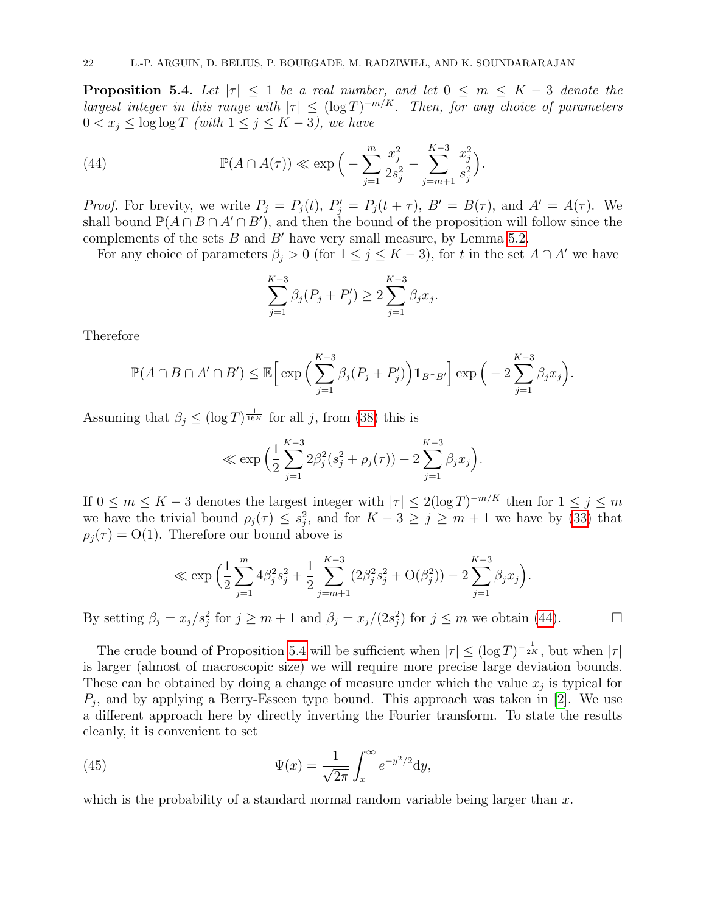**Proposition 5.4.** *Let $|\tau| \le 1$ be a real number, and let $0 \le m \le K-3$ denote the largest integer in this range with $|\tau| \le (\log T)^{-m/K}$. Then, for any choice of parameters $0 < x_j \le \log\log T$ (with $1 \le j \le K-3$), we have*

$$\mathbb{P}(A \cap A(\tau)) \ll \exp\Big(-\sum_{j=1}^{m} \frac{x_j^2}{2s_j^2} - \sum_{j=m+1}^{K-3} \frac{x_j^2}{s_j^2}\Big). \tag{44}$$

*Proof.* For brevity, we write $P_j = P_j(t)$, $P'_j = P_j(t+\tau)$, $B' = B(\tau)$, and $A' = A(\tau)$. We shall bound $\mathbb{P}(A \cap B \cap A' \cap B')$, and then the bound of the proposition will follow since the complements of the sets $B$ and $B'$ have very small measure, by Lemma 5.2.

For any choice of parameters $\beta_j > 0$ (for $1 \le j \le K-3$), for $t$ in the set $A \cap A'$ we have

$$\sum_{j=1}^{K-3} \beta_j (P_j + P'_j) \ge 2 \sum_{j=1}^{K-3} \beta_j x_j.$$

Therefore

$$\mathbb{P}(A \cap B \cap A' \cap B') \le \mathbb{E}\Big[\exp\Big(\sum_{j=1}^{K-3} \beta_j (P_j + P'_j)\Big)\mathbf{1}_{B \cap B'}\Big] \exp\Big(-2\sum_{j=1}^{K-3} \beta_j x_j\Big).$$

Assuming that $\beta_j \le (\log T)^{\frac{1}{16K}}$ for all $j$, from (38) this is

$$\ll \exp\Big(\frac{1}{2}\sum_{j=1}^{K-3} 2\beta_j^2 (s_j^2 + \rho_j(\tau)) - 2\sum_{j=1}^{K-3} \beta_j x_j\Big).$$

If $0 \le m \le K-3$ denotes the largest integer with $|\tau| \le 2(\log T)^{-m/K}$ then for $1 \le j \le m$ we have the trivial bound $\rho_j(\tau) \le s_j^2$, and for $K-3 \ge j \ge m+1$ we have by (33) that $\rho_j(\tau) = \mathrm{O}(1)$. Therefore our bound above is

$$\ll \exp\Big(\frac{1}{2}\sum_{j=1}^{m} 4\beta_j^2 s_j^2 + \frac{1}{2}\sum_{j=m+1}^{K-3} (2\beta_j^2 s_j^2 + \mathrm{O}(\beta_j^2)) - 2\sum_{j=1}^{K-3} \beta_j x_j\Big).$$

By setting $\beta_j = x_j/s_j^2$ for $j \ge m+1$ and $\beta_j = x_j/(2s_j^2)$ for $j \le m$ we obtain (44). $\square$

The crude bound of Proposition 5.4 will be sufficient when $|\tau| \le (\log T)^{-\frac{1}{2K}}$, but when $|\tau|$ is larger (almost of macroscopic size) we will require more precise large deviation bounds. These can be obtained by doing a change of measure under which the value $x_j$ is typical for $P_j$, and by applying a Berry-Esseen type bound. This approach was taken in [2]. We use a different approach here by directly inverting the Fourier transform. To state the results cleanly, it is convenient to set

$$\Psi(x) = \frac{1}{\sqrt{2\pi}} \int_x^\infty e^{-y^2/2} \mathrm{d}y, \tag{45}$$

which is the probability of a standard normal random variable being larger than $x$.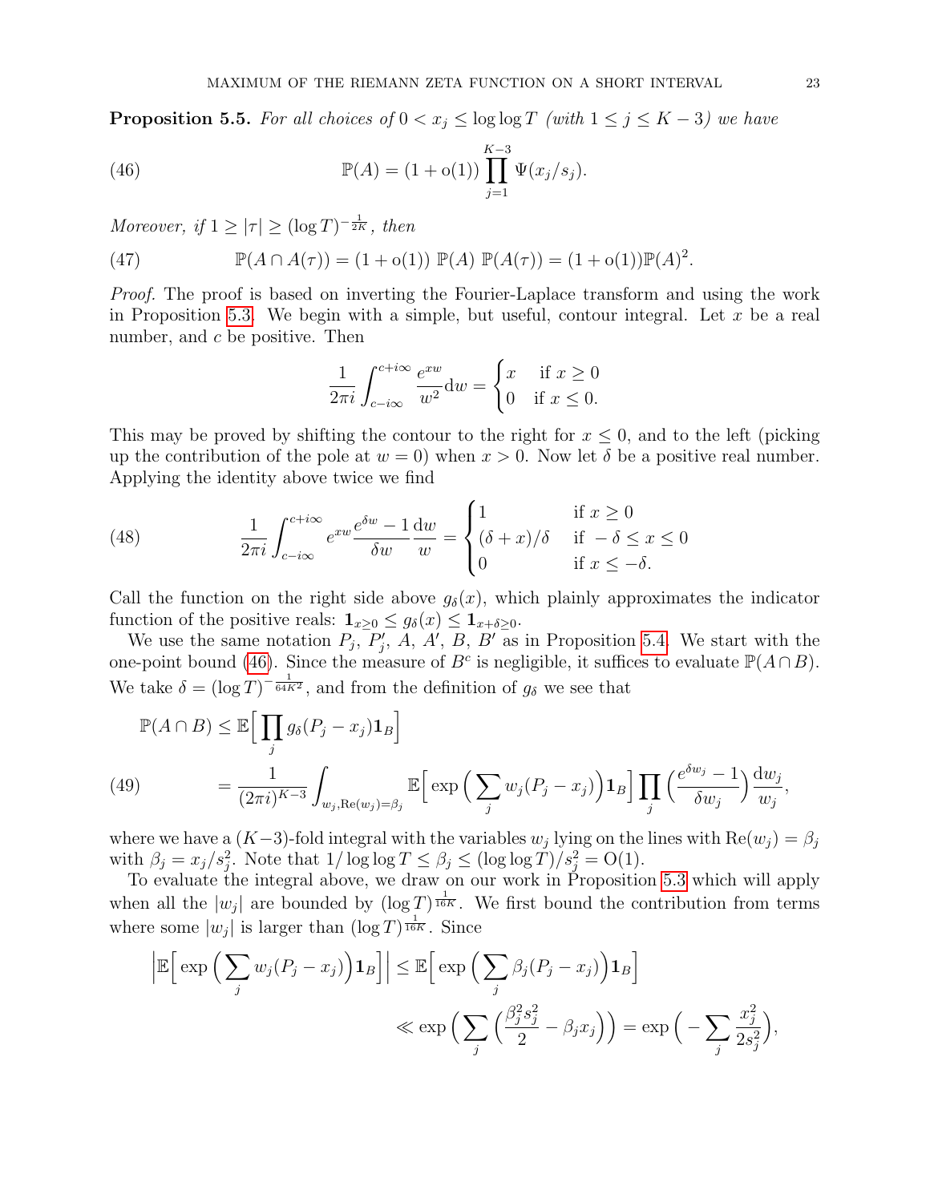**Proposition 5.5.** *For all choices of $0 < x_j \le \log\log T$ (with $1 \le j \le K-3$) we have*

$$\mathbb{P}(A) = (1 + \mathrm{o}(1)) \prod_{j=1}^{K-3} \Psi(x_j/s_j). \tag{46}$$

*Moreover, if $1 \ge |\tau| \ge (\log T)^{-\frac{1}{2K}}$, then*

$$\mathbb{P}(A \cap A(\tau)) = (1 + \mathrm{o}(1))\ \mathbb{P}(A)\ \mathbb{P}(A(\tau)) = (1 + \mathrm{o}(1))\mathbb{P}(A)^2. \tag{47}$$

*Proof.* The proof is based on inverting the Fourier-Laplace transform and using the work in Proposition 5.3. We begin with a simple, but useful, contour integral. Let $x$ be a real number, and $c$ be positive. Then

$$\frac{1}{2\pi i} \int_{c-i\infty}^{c+i\infty} \frac{e^{xw}}{w^2} \mathrm{d}w = \begin{cases} x & \text{if } x \ge 0 \\ 0 & \text{if } x \le 0. \end{cases}$$

This may be proved by shifting the contour to the right for $x \le 0$, and to the left (picking up the contribution of the pole at $w = 0$) when $x > 0$. Now let $\delta$ be a positive real number. Applying the identity above twice we find

$$\frac{1}{2\pi i} \int_{c-i\infty}^{c+i\infty} e^{xw} \frac{e^{\delta w} - 1}{\delta w} \frac{\mathrm{d}w}{w} = \begin{cases} 1 & \text{if } x \ge 0 \\ (\delta + x)/\delta & \text{if } -\delta \le x \le 0 \\ 0 & \text{if } x \le -\delta. \end{cases} \tag{48}$$

Call the function on the right side above $g_\delta(x)$, which plainly approximates the indicator function of the positive reals: $\mathbf{1}_{x \ge 0} \le g_\delta(x) \le \mathbf{1}_{x+\delta \ge 0}$.

We use the same notation $P_j$, $P_j'$, $A$, $A'$, $B$, $B'$ as in Proposition 5.4. We start with the one-point bound (46). Since the measure of $B^c$ is negligible, it suffices to evaluate $\mathbb{P}(A \cap B)$. We take $\delta = (\log T)^{-\frac{1}{64K^2}}$, and from the definition of $g_\delta$ we see that

$$\begin{aligned} \mathbb{P}(A \cap B) &\le \mathbb{E}\Big[ \prod_j g_\delta(P_j - x_j) \mathbf{1}_B \Big] \\ &= \frac{1}{(2\pi i)^{K-3}} \int_{w_j, \mathrm{Re}(w_j) = \beta_j} \mathbb{E}\Big[ \exp\Big( \sum_j w_j (P_j - x_j) \Big) \mathbf{1}_B \Big] \prod_j \Big( \frac{e^{\delta w_j} - 1}{\delta w_j} \Big) \frac{\mathrm{d}w_j}{w_j}, \end{aligned} \tag{49}$$

where we have a $(K-3)$-fold integral with the variables $w_j$ lying on the lines with $\mathrm{Re}(w_j) = \beta_j$ with $\beta_j = x_j/s_j^2$. Note that $1/\log\log T \le \beta_j \le (\log\log T)/s_j^2 = \mathrm{O}(1)$.

To evaluate the integral above, we draw on our work in Proposition 5.3 which will apply when all the $|w_j|$ are bounded by $(\log T)^{\frac{1}{16K}}$. We first bound the contribution from terms where some $|w_j|$ is larger than $(\log T)^{\frac{1}{16K}}$. Since

$$\begin{aligned} \Big| \mathbb{E}\Big[ \exp\Big( \sum_j w_j (P_j - x_j) \Big) \mathbf{1}_B \Big] \Big| &\le \mathbb{E}\Big[ \exp\Big( \sum_j \beta_j (P_j - x_j) \Big) \mathbf{1}_B \Big] \\ &\ll \exp\Big( \sum_j \Big( \frac{\beta_j^2 s_j^2}{2} - \beta_j x_j \Big) \Big) = \exp\Big( - \sum_j \frac{x_j^2}{2 s_j^2} \Big), \end{aligned}$$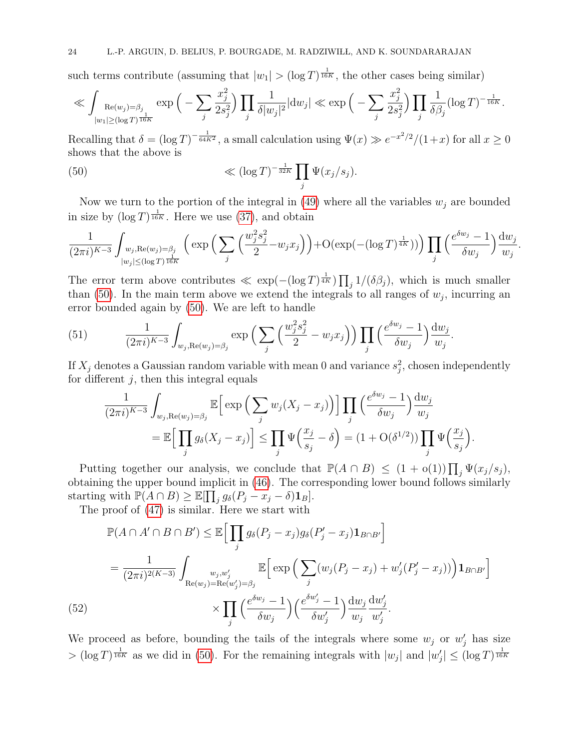such terms contribute (assuming that $|w_1| > (\log T)^{\frac{1}{16K}}$, the other cases being similar)

$$\ll \int_{\substack{\mathrm{Re}(w_j)=\beta_j \\ |w_1|\geq (\log T)^{\frac{1}{16K}}}} \exp\Big(-\sum_j \frac{x_j^2}{2s_j^2}\Big) \prod_j \frac{1}{\delta |w_j|^2} |\mathrm{d}w_j| \ll \exp\Big(-\sum_j \frac{x_j^2}{2s_j^2}\Big)\prod_j \frac{1}{\delta\beta_j} (\log T)^{-\frac{1}{16K}}.$$

Recalling that $\delta = (\log T)^{-\frac{1}{64K^2}}$, a small calculation using $\Psi(x) \gg e^{-x^2/2}/(1+x)$ for all $x \geq 0$ shows that the above is

$$\ll (\log T)^{-\frac{1}{32K}} \prod_j \Psi(x_j/s_j). \tag{50}$$

Now we turn to the portion of the integral in (49) where all the variables $w_j$ are bounded in size by $(\log T)^{\frac{1}{16K}}$. Here we use (37), and obtain

$$\frac{1}{(2\pi i)^{K-3}} \int_{\substack{w_j, \mathrm{Re}(w_j)=\beta_j \\ |w_j|\leq (\log T)^{\frac{1}{16K}}}} \Big(\exp\Big(\sum_j \Big(\frac{w_j^2 s_j^2}{2} - w_j x_j\Big)\Big) + \mathrm{O}(\exp(-(\log T)^{\frac{1}{4K}}))\Big) \prod_j \Big(\frac{e^{\delta w_j}-1}{\delta w_j}\Big)\frac{\mathrm{d}w_j}{w_j}.$$

The error term above contributes $\ll \exp(-(\log T)^{\frac{1}{4K}})\prod_j 1/(\delta\beta_j)$, which is much smaller than (50). In the main term above we extend the integrals to all ranges of $w_j$, incurring an error bounded again by (50). We are left to handle

$$\frac{1}{(2\pi i)^{K-3}} \int_{w_j, \mathrm{Re}(w_j)=\beta_j} \exp\Big(\sum_j \Big(\frac{w_j^2 s_j^2}{2} - w_j x_j\Big)\Big) \prod_j \Big(\frac{e^{\delta w_j}-1}{\delta w_j}\Big)\frac{\mathrm{d}w_j}{w_j}. \tag{51}$$

If $X_j$ denotes a Gaussian random variable with mean 0 and variance $s_j^2$, chosen independently for different $j$, then this integral equals

$$\begin{aligned} &\frac{1}{(2\pi i)^{K-3}} \int_{w_j, \mathrm{Re}(w_j)=\beta_j} \mathbb{E}\Big[\exp\Big(\sum_j w_j (X_j - x_j)\Big)\Big] \prod_j \Big(\frac{e^{\delta w_j}-1}{\delta w_j}\Big)\frac{\mathrm{d}w_j}{w_j} \\ &\qquad = \mathbb{E}\Big[\prod_j g_\delta(X_j - x_j)\Big] \leq \prod_j \Psi\Big(\frac{x_j}{s_j} - \delta\Big) = (1+\mathrm{O}(\delta^{1/2}))\prod_j \Psi\Big(\frac{x_j}{s_j}\Big). \end{aligned}$$

Putting together our analysis, we conclude that $\mathbb{P}(A\cap B) \leq (1+\mathrm{o}(1))\prod_j \Psi(x_j/s_j)$, obtaining the upper bound implicit in (46). The corresponding lower bound follows similarly starting with $\mathbb{P}(A\cap B) \geq \mathbb{E}[\prod_j g_\delta(P_j - x_j - \delta)\mathbf{1}_B]$.

The proof of (47) is similar. Here we start with

$$\begin{aligned} \mathbb{P}(A\cap A'\cap B\cap B') &\leq \mathbb{E}\Big[\prod_j g_\delta(P_j - x_j) g_\delta(P_j' - x_j)\mathbf{1}_{B\cap B'}\Big] \\ &= \frac{1}{(2\pi i)^{2(K-3)}} \int_{\substack{w_j, w_j' \\ \mathrm{Re}(w_j)=\mathrm{Re}(w_j')=\beta_j}} \mathbb{E}\Big[\exp\Big(\sum_j (w_j(P_j - x_j) + w_j'(P_j' - x_j))\Big)\mathbf{1}_{B\cap B'}\Big] \\ &\qquad \times \prod_j \Big(\frac{e^{\delta w_j}-1}{\delta w_j}\Big)\Big(\frac{e^{\delta w_j'}-1}{\delta w_j'}\Big)\frac{\mathrm{d}w_j}{w_j}\frac{\mathrm{d}w_j'}{w_j'}. \end{aligned} \tag{52}$$

We proceed as before, bounding the tails of the integrals where some $w_j$ or $w_j'$ has size $> (\log T)^{\frac{1}{16K}}$ as we did in (50). For the remaining integrals with $|w_j|$ and $|w_j'| \leq (\log T)^{\frac{1}{16K}}$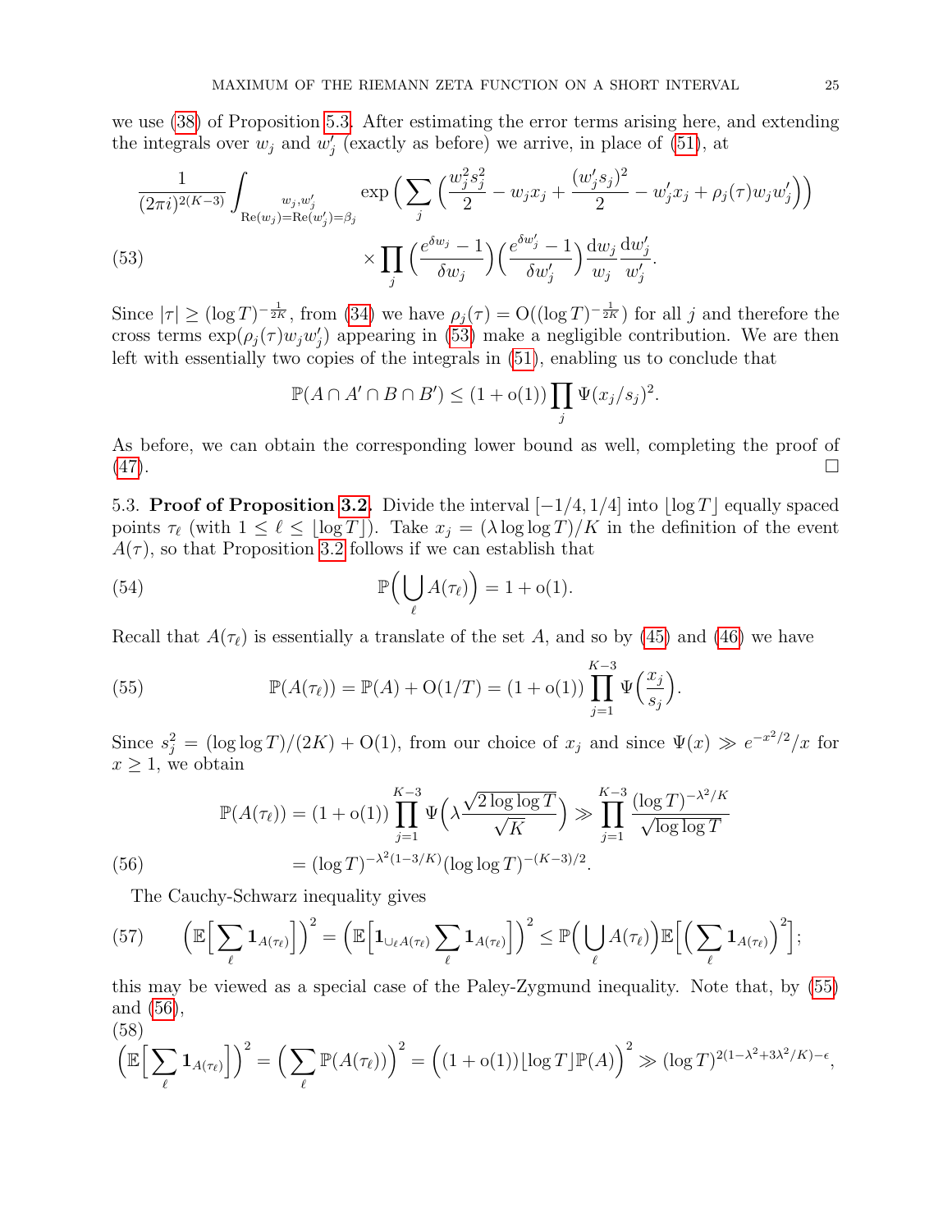we use (38) of Proposition 5.3. After estimating the error terms arising here, and extending the integrals over $w_j$ and $w_j'$ (exactly as before) we arrive, in place of (51), at

$$\frac{1}{(2\pi i)^{2(K-3)}} \int_{\substack{w_j, w_j' \\ \mathrm{Re}(w_j)=\mathrm{Re}(w_j')=\beta_j}} \exp\Big( \sum_j \Big( \frac{w_j^2 s_j^2}{2} - w_j x_j + \frac{(w_j' s_j)^2}{2} - w_j' x_j + \rho_j(\tau) w_j w_j' \Big) \Big)$$

$$\times \prod_j \Big( \frac{e^{\delta w_j} - 1}{\delta w_j} \Big) \Big( \frac{e^{\delta w_j'} - 1}{\delta w_j'} \Big) \frac{\mathrm{d}w_j}{w_j} \frac{\mathrm{d}w_j'}{w_j'}. \tag{53}$$

Since $|\tau| \geq (\log T)^{-\frac{1}{2K}}$, from (34) we have $\rho_j(\tau) = \mathrm{O}((\log T)^{-\frac{1}{2K}})$ for all $j$ and therefore the cross terms $\exp(\rho_j(\tau) w_j w_j')$ appearing in (53) make a negligible contribution. We are then left with essentially two copies of the integrals in (51), enabling us to conclude that

$$\mathbb{P}(A \cap A' \cap B \cap B') \leq (1 + \mathrm{o}(1)) \prod_j \Psi(x_j/s_j)^2.$$

As before, we can obtain the corresponding lower bound as well, completing the proof of (47). $\square$

5.3. **Proof of Proposition 3.2.** Divide the interval $[-1/4, 1/4]$ into $\lfloor \log T \rfloor$ equally spaced points $\tau_\ell$ (with $1 \leq \ell \leq \lfloor \log T \rfloor$). Take $x_j = (\lambda \log\log T)/K$ in the definition of the event $A(\tau)$, so that Proposition 3.2 follows if we can establish that

$$\mathbb{P}\Big( \bigcup_\ell A(\tau_\ell) \Big) = 1 + \mathrm{o}(1). \tag{54}$$

Recall that $A(\tau_\ell)$ is essentially a translate of the set $A$, and so by (45) and (46) we have

$$\mathbb{P}(A(\tau_\ell)) = \mathbb{P}(A) + \mathrm{O}(1/T) = (1 + \mathrm{o}(1)) \prod_{j=1}^{K-3} \Psi\Big( \frac{x_j}{s_j} \Big). \tag{55}$$

Since $s_j^2 = (\log\log T)/(2K) + \mathrm{O}(1)$, from our choice of $x_j$ and since $\Psi(x) \gg e^{-x^2/2}/x$ for $x \geq 1$, we obtain

$$\begin{aligned}\mathbb{P}(A(\tau_\ell)) &= (1 + \mathrm{o}(1)) \prod_{j=1}^{K-3} \Psi\Big( \lambda \frac{\sqrt{2 \log\log T}}{\sqrt{K}} \Big) \gg \prod_{j=1}^{K-3} \frac{(\log T)^{-\lambda^2/K}}{\sqrt{\log\log T}} \\ &= (\log T)^{-\lambda^2(1-3/K)} (\log\log T)^{-(K-3)/2}.\end{aligned} \tag{56}$$

The Cauchy-Schwarz inequality gives

$$\Big( \mathbb{E}\Big[ \sum_\ell \mathbf{1}_{A(\tau_\ell)} \Big] \Big)^2 = \Big( \mathbb{E}\Big[ \mathbf{1}_{\cup_\ell A(\tau_\ell)} \sum_\ell \mathbf{1}_{A(\tau_\ell)} \Big] \Big)^2 \leq \mathbb{P}\Big( \bigcup_\ell A(\tau_\ell) \Big) \mathbb{E}\Big[ \Big( \sum_\ell \mathbf{1}_{A(\tau_\ell)} \Big)^2 \Big]; \tag{57}$$

this may be viewed as a special case of the Paley-Zygmund inequality. Note that, by (55) and (56),

$$\Big( \mathbb{E}\Big[ \sum_\ell \mathbf{1}_{A(\tau_\ell)} \Big] \Big)^2 = \Big( \sum_\ell \mathbb{P}(A(\tau_\ell)) \Big)^2 = \Big( (1 + \mathrm{o}(1)) \lfloor \log T \rfloor \mathbb{P}(A) \Big)^2 \gg (\log T)^{2(1 - \lambda^2 + 3\lambda^2/K) - \epsilon}, \tag{58}$$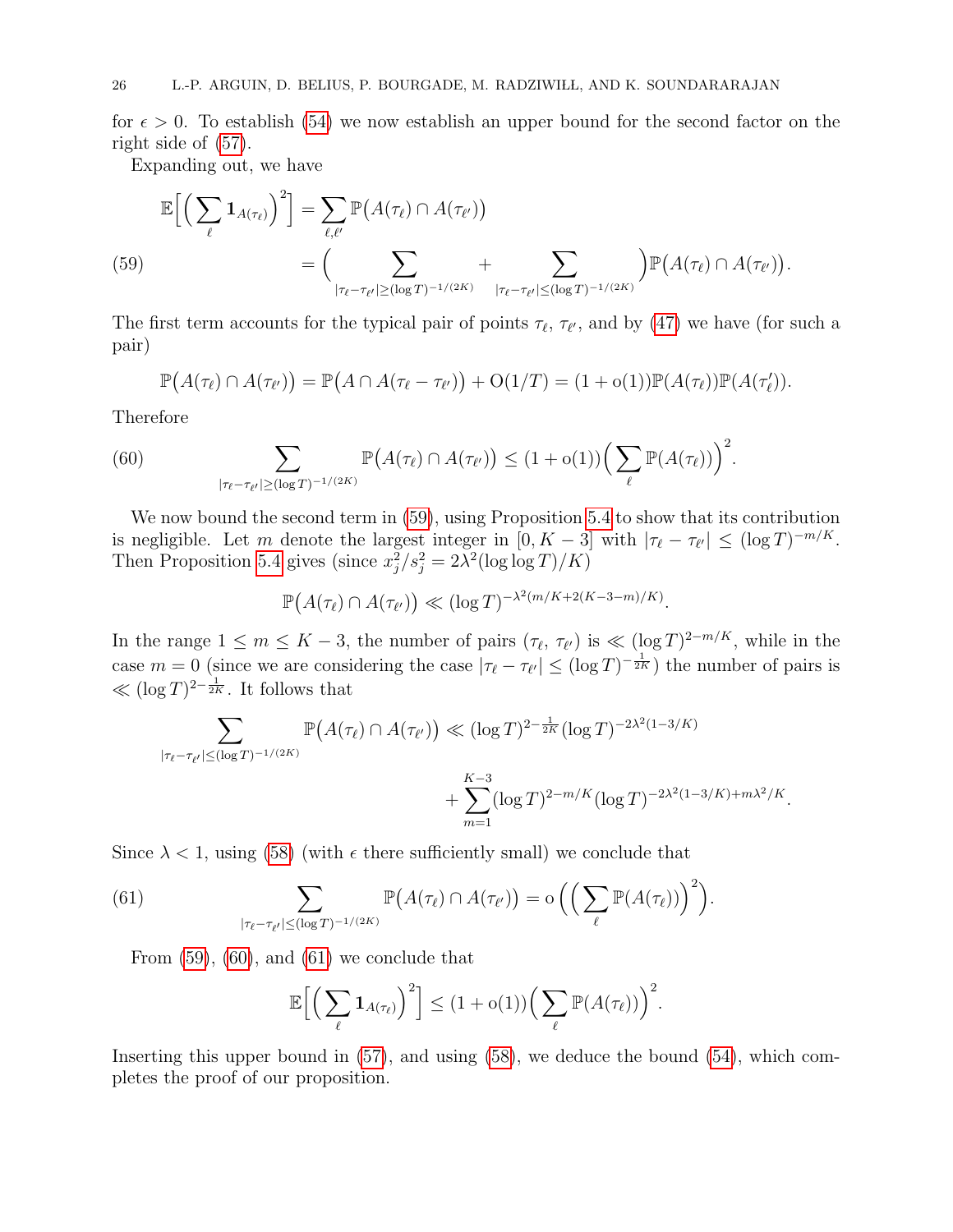for $\epsilon > 0$. To establish (54) we now establish an upper bound for the second factor on the right side of (57).

Expanding out, we have

$$
\begin{aligned}
\mathbb{E}\Big[\Big(\sum_{\ell} \mathbf{1}_{A(\tau_\ell)}\Big)^2\Big] &= \sum_{\ell,\ell'} \mathbb{P}\big(A(\tau_\ell) \cap A(\tau_{\ell'})\big) \\
&= \Big(\sum_{|\tau_\ell - \tau_{\ell'}| \geq (\log T)^{-1/(2K)}} + \sum_{|\tau_\ell - \tau_{\ell'}| \leq (\log T)^{-1/(2K)}}\Big)\mathbb{P}\big(A(\tau_\ell) \cap A(\tau_{\ell'})\big). \qquad (59)
\end{aligned}
$$

The first term accounts for the typical pair of points $\tau_\ell$, $\tau_{\ell'}$, and by (47) we have (for such a pair)

$$
\mathbb{P}\big(A(\tau_\ell) \cap A(\tau_{\ell'})\big) = \mathbb{P}\big(A \cap A(\tau_\ell - \tau_{\ell'})\big) + \mathrm{O}(1/T) = (1 + \mathrm{o}(1))\mathbb{P}(A(\tau_\ell))\mathbb{P}(A(\tau_\ell')).
$$

Therefore

$$
\sum_{|\tau_\ell - \tau_{\ell'}| \geq (\log T)^{-1/(2K)}} \mathbb{P}\big(A(\tau_\ell) \cap A(\tau_{\ell'})\big) \leq (1 + \mathrm{o}(1))\Big(\sum_{\ell} \mathbb{P}(A(\tau_\ell))\Big)^2. \qquad (60)
$$

We now bound the second term in (59), using Proposition 5.4 to show that its contribution is negligible. Let $m$ denote the largest integer in $[0, K-3]$ with $|\tau_\ell - \tau_{\ell'}| \leq (\log T)^{-m/K}$. Then Proposition 5.4 gives (since $x_j^2/s_j^2 = 2\lambda^2(\log\log T)/K$)

$$
\mathbb{P}\big(A(\tau_\ell) \cap A(\tau_{\ell'})\big) \ll (\log T)^{-\lambda^2(m/K + 2(K-3-m)/K)}.
$$

In the range $1 \leq m \leq K-3$, the number of pairs $(\tau_\ell, \tau_{\ell'})$ is $\ll (\log T)^{2-m/K}$, while in the case $m = 0$ (since we are considering the case $|\tau_\ell - \tau_{\ell'}| \leq (\log T)^{-\frac{1}{2K}}$) the number of pairs is $\ll (\log T)^{2-\frac{1}{2K}}$. It follows that

$$
\begin{aligned}
\sum_{|\tau_\ell - \tau_{\ell'}| \leq (\log T)^{-1/(2K)}} \mathbb{P}\big(A(\tau_\ell) \cap A(\tau_{\ell'})\big) &\ll (\log T)^{2-\frac{1}{2K}}(\log T)^{-2\lambda^2(1-3/K)} \\
&\quad + \sum_{m=1}^{K-3} (\log T)^{2-m/K}(\log T)^{-2\lambda^2(1-3/K) + m\lambda^2/K}.
\end{aligned}
$$

Since $\lambda < 1$, using (58) (with $\epsilon$ there sufficiently small) we conclude that

$$
\sum_{|\tau_\ell - \tau_{\ell'}| \leq (\log T)^{-1/(2K)}} \mathbb{P}\big(A(\tau_\ell) \cap A(\tau_{\ell'})\big) = \mathrm{o}\Big(\Big(\sum_{\ell} \mathbb{P}(A(\tau_\ell))\Big)^2\Big). \qquad (61)
$$

From (59), (60), and (61) we conclude that

$$
\mathbb{E}\Big[\Big(\sum_{\ell} \mathbf{1}_{A(\tau_\ell)}\Big)^2\Big] \leq (1 + \mathrm{o}(1))\Big(\sum_{\ell} \mathbb{P}(A(\tau_\ell))\Big)^2.
$$

Inserting this upper bound in (57), and using (58), we deduce the bound (54), which completes the proof of our proposition.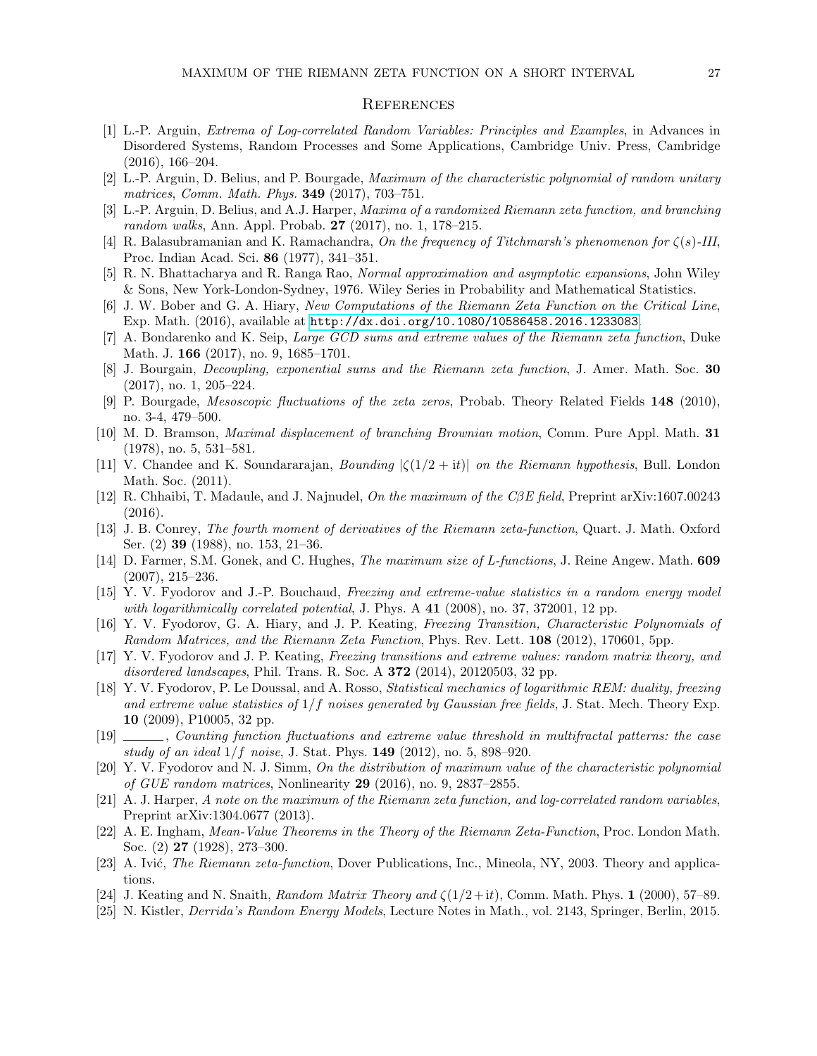## References

[1] L.-P. Arguin, *Extrema of Log-correlated Random Variables: Principles and Examples*, in Advances in Disordered Systems, Random Processes and Some Applications, Cambridge Univ. Press, Cambridge (2016), 166–204.

[2] L.-P. Arguin, D. Belius, and P. Bourgade, *Maximum of the characteristic polynomial of random unitary matrices*, Comm. Math. Phys. **349** (2017), 703–751.

[3] L.-P. Arguin, D. Belius, and A.J. Harper, *Maxima of a randomized Riemann zeta function, and branching random walks*, Ann. Appl. Probab. **27** (2017), no. 1, 178–215.

[4] R. Balasubramanian and K. Ramachandra, *On the frequency of Titchmarsh's phenomenon for $\zeta(s)$-III*, Proc. Indian Acad. Sci. **86** (1977), 341–351.

[5] R. N. Bhattacharya and R. Ranga Rao, *Normal approximation and asymptotic expansions*, John Wiley & Sons, New York-London-Sydney, 1976. Wiley Series in Probability and Mathematical Statistics.

[6] J. W. Bober and G. A. Hiary, *New Computations of the Riemann Zeta Function on the Critical Line*, Exp. Math. (2016), available at http://dx.doi.org/10.1080/10586458.2016.1233083.

[7] A. Bondarenko and K. Seip, *Large GCD sums and extreme values of the Riemann zeta function*, Duke Math. J. **166** (2017), no. 9, 1685–1701.

[8] J. Bourgain, *Decoupling, exponential sums and the Riemann zeta function*, J. Amer. Math. Soc. **30** (2017), no. 1, 205–224.

[9] P. Bourgade, *Mesoscopic fluctuations of the zeta zeros*, Probab. Theory Related Fields **148** (2010), no. 3-4, 479–500.

[10] M. D. Bramson, *Maximal displacement of branching Brownian motion*, Comm. Pure Appl. Math. **31** (1978), no. 5, 531–581.

[11] V. Chandee and K. Soundararajan, *Bounding $|\zeta(1/2 + it)|$ on the Riemann hypothesis*, Bull. London Math. Soc. (2011).

[12] R. Chhaibi, T. Madaule, and J. Najnudel, *On the maximum of the CβE field*, Preprint arXiv:1607.00243 (2016).

[13] J. B. Conrey, *The fourth moment of derivatives of the Riemann zeta-function*, Quart. J. Math. Oxford Ser. (2) **39** (1988), no. 153, 21–36.

[14] D. Farmer, S.M. Gonek, and C. Hughes, *The maximum size of L-functions*, J. Reine Angew. Math. **609** (2007), 215–236.

[15] Y. V. Fyodorov and J.-P. Bouchaud, *Freezing and extreme-value statistics in a random energy model with logarithmically correlated potential*, J. Phys. A **41** (2008), no. 37, 372001, 12 pp.

[16] Y. V. Fyodorov, G. A. Hiary, and J. P. Keating, *Freezing Transition, Characteristic Polynomials of Random Matrices, and the Riemann Zeta Function*, Phys. Rev. Lett. **108** (2012), 170601, 5pp.

[17] Y. V. Fyodorov and J. P. Keating, *Freezing transitions and extreme values: random matrix theory, and disordered landscapes*, Phil. Trans. R. Soc. A **372** (2014), 20120503, 32 pp.

[18] Y. V. Fyodorov, P. Le Doussal, and A. Rosso, *Statistical mechanics of logarithmic REM: duality, freezing and extreme value statistics of $1/f$ noises generated by Gaussian free fields*, J. Stat. Mech. Theory Exp. **10** (2009), P10005, 32 pp.

[19] ______, *Counting function fluctuations and extreme value threshold in multifractal patterns: the case study of an ideal $1/f$ noise*, J. Stat. Phys. **149** (2012), no. 5, 898–920.

[20] Y. V. Fyodorov and N. J. Simm, *On the distribution of maximum value of the characteristic polynomial of GUE random matrices*, Nonlinearity **29** (2016), no. 9, 2837–2855.

[21] A. J. Harper, *A note on the maximum of the Riemann zeta function, and log-correlated random variables*, Preprint arXiv:1304.0677 (2013).

[22] A. E. Ingham, *Mean-Value Theorems in the Theory of the Riemann Zeta-Function*, Proc. London Math. Soc. (2) **27** (1928), 273–300.

[23] A. Ivić, *The Riemann zeta-function*, Dover Publications, Inc., Mineola, NY, 2003. Theory and applications.

[24] J. Keating and N. Snaith, *Random Matrix Theory and $\zeta(1/2+it)$*, Comm. Math. Phys. **1** (2000), 57–89.

[25] N. Kistler, *Derrida's Random Energy Models*, Lecture Notes in Math., vol. 2143, Springer, Berlin, 2015.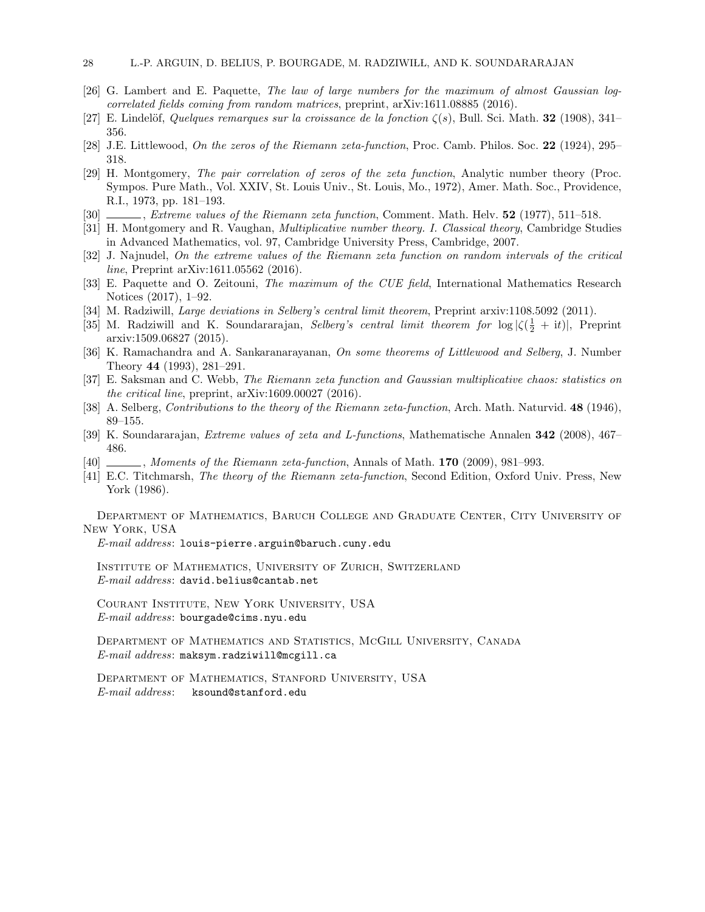[26] G. Lambert and E. Paquette, *The law of large numbers for the maximum of almost Gaussian log-correlated fields coming from random matrices*, preprint, arXiv:1611.08885 (2016).

[27] E. Lindelöf, *Quelques remarques sur la croissance de la fonction $\zeta(s)$*, Bull. Sci. Math. **32** (1908), 341–356.

[28] J.E. Littlewood, *On the zeros of the Riemann zeta-function*, Proc. Camb. Philos. Soc. **22** (1924), 295–318.

[29] H. Montgomery, *The pair correlation of zeros of the zeta function*, Analytic number theory (Proc. Sympos. Pure Math., Vol. XXIV, St. Louis Univ., St. Louis, Mo., 1972), Amer. Math. Soc., Providence, R.I., 1973, pp. 181–193.

[30] ______, *Extreme values of the Riemann zeta function*, Comment. Math. Helv. **52** (1977), 511–518.

[31] H. Montgomery and R. Vaughan, *Multiplicative number theory. I. Classical theory*, Cambridge Studies in Advanced Mathematics, vol. 97, Cambridge University Press, Cambridge, 2007.

[32] J. Najnudel, *On the extreme values of the Riemann zeta function on random intervals of the critical line*, Preprint arXiv:1611.05562 (2016).

[33] E. Paquette and O. Zeitouni, *The maximum of the CUE field*, International Mathematics Research Notices (2017), 1–92.

[34] M. Radziwill, *Large deviations in Selberg's central limit theorem*, Preprint arxiv:1108.5092 (2011).

[35] M. Radziwill and K. Soundararajan, *Selberg's central limit theorem for $\log|\zeta(\frac{1}{2}+it)|$*, Preprint arxiv:1509.06827 (2015).

[36] K. Ramachandra and A. Sankaranarayanan, *On some theorems of Littlewood and Selberg*, J. Number Theory **44** (1993), 281–291.

[37] E. Saksman and C. Webb, *The Riemann zeta function and Gaussian multiplicative chaos: statistics on the critical line*, preprint, arXiv:1609.00027 (2016).

[38] A. Selberg, *Contributions to the theory of the Riemann zeta-function*, Arch. Math. Naturvid. **48** (1946), 89–155.

[39] K. Soundararajan, *Extreme values of zeta and L-functions*, Mathematische Annalen **342** (2008), 467–486.

[40] ______, *Moments of the Riemann zeta-function*, Annals of Math. **170** (2009), 981–993.

[41] E.C. Titchmarsh, *The theory of the Riemann zeta-function*, Second Edition, Oxford Univ. Press, New York (1986).

Department of Mathematics, Baruch College and Graduate Center, City University of New York, USA
*E-mail address*: louis-pierre.arguin@baruch.cuny.edu

Institute of Mathematics, University of Zurich, Switzerland
*E-mail address*: david.belius@cantab.net

Courant Institute, New York University, USA
*E-mail address*: bourgade@cims.nyu.edu

Department of Mathematics and Statistics, McGill University, Canada
*E-mail address*: maksym.radziwill@mcgill.ca

Department of Mathematics, Stanford University, USA
*E-mail address*: ksound@stanford.edu